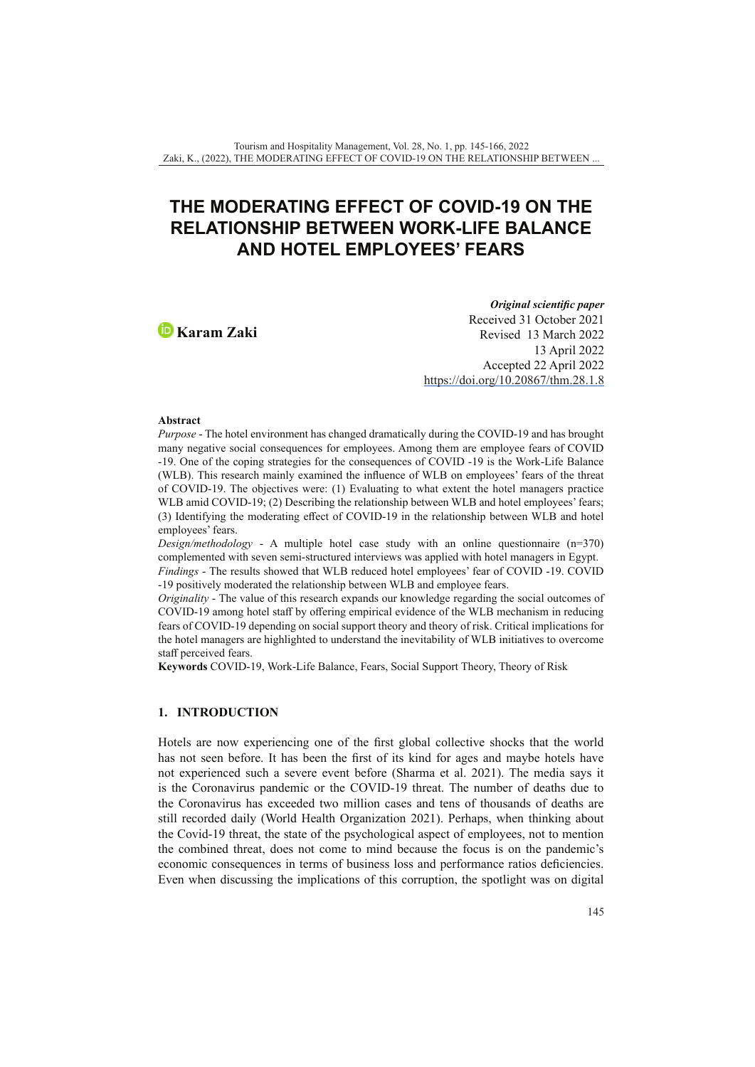# THE MODERATING EFFECT OF COVID-19 ON THE RELATIONSHIP BETWEEN WORK-LIFE BALANCE AND HOTEL EMPLOYEES' FEARS

**Karam Zaki**

***Original scientific paper***
Received 31 October 2021
Revised 13 March 2022
13 April 2022
Accepted 22 April 2022
https://doi.org/10.20867/thm.28.1.8

**Abstract**

*Purpose* - The hotel environment has changed dramatically during the COVID-19 and has brought many negative social consequences for employees. Among them are employee fears of COVID -19. One of the coping strategies for the consequences of COVID -19 is the Work-Life Balance (WLB). This research mainly examined the influence of WLB on employees' fears of the threat of COVID-19. The objectives were: (1) Evaluating to what extent the hotel managers practice WLB amid COVID-19; (2) Describing the relationship between WLB and hotel employees' fears; (3) Identifying the moderating effect of COVID-19 in the relationship between WLB and hotel employees' fears.

*Design/methodology* - A multiple hotel case study with an online questionnaire (n=370) complemented with seven semi-structured interviews was applied with hotel managers in Egypt.

*Findings* - The results showed that WLB reduced hotel employees' fear of COVID -19. COVID -19 positively moderated the relationship between WLB and employee fears.

*Originality* - The value of this research expands our knowledge regarding the social outcomes of COVID-19 among hotel staff by offering empirical evidence of the WLB mechanism in reducing fears of COVID-19 depending on social support theory and theory of risk. Critical implications for the hotel managers are highlighted to understand the inevitability of WLB initiatives to overcome staff perceived fears.

**Keywords** COVID-19, Work-Life Balance, Fears, Social Support Theory, Theory of Risk

## 1. INTRODUCTION

Hotels are now experiencing one of the first global collective shocks that the world has not seen before. It has been the first of its kind for ages and maybe hotels have not experienced such a severe event before (Sharma et al. 2021). The media says it is the Coronavirus pandemic or the COVID-19 threat. The number of deaths due to the Coronavirus has exceeded two million cases and tens of thousands of deaths are still recorded daily (World Health Organization 2021). Perhaps, when thinking about the Covid-19 threat, the state of the psychological aspect of employees, not to mention the combined threat, does not come to mind because the focus is on the pandemic's economic consequences in terms of business loss and performance ratios deficiencies. Even when discussing the implications of this corruption, the spotlight was on digital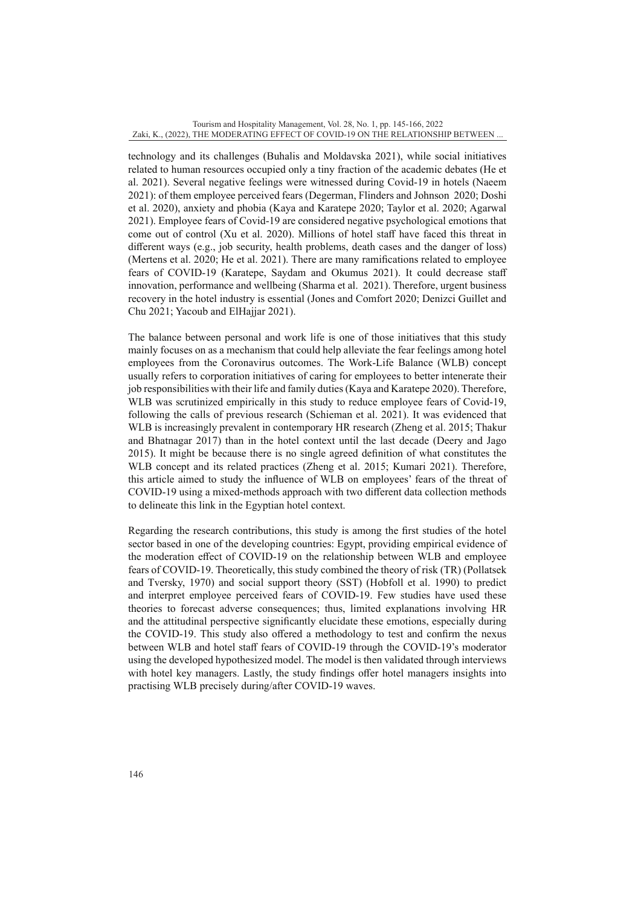technology and its challenges (Buhalis and Moldavska 2021), while social initiatives related to human resources occupied only a tiny fraction of the academic debates (He et al. 2021). Several negative feelings were witnessed during Covid-19 in hotels (Naeem 2021): of them employee perceived fears (Degerman, Flinders and Johnson 2020; Doshi et al. 2020), anxiety and phobia (Kaya and Karatepe 2020; Taylor et al. 2020; Agarwal 2021). Employee fears of Covid-19 are considered negative psychological emotions that come out of control (Xu et al. 2020). Millions of hotel staff have faced this threat in different ways (e.g., job security, health problems, death cases and the danger of loss) (Mertens et al. 2020; He et al. 2021). There are many ramifications related to employee fears of COVID-19 (Karatepe, Saydam and Okumus 2021). It could decrease staff innovation, performance and wellbeing (Sharma et al. 2021). Therefore, urgent business recovery in the hotel industry is essential (Jones and Comfort 2020; Denizci Guillet and Chu 2021; Yacoub and ElHajjar 2021).

The balance between personal and work life is one of those initiatives that this study mainly focuses on as a mechanism that could help alleviate the fear feelings among hotel employees from the Coronavirus outcomes. The Work-Life Balance (WLB) concept usually refers to corporation initiatives of caring for employees to better intenerate their job responsibilities with their life and family duties (Kaya and Karatepe 2020). Therefore, WLB was scrutinized empirically in this study to reduce employee fears of Covid-19, following the calls of previous research (Schieman et al. 2021). It was evidenced that WLB is increasingly prevalent in contemporary HR research (Zheng et al. 2015; Thakur and Bhatnagar 2017) than in the hotel context until the last decade (Deery and Jago 2015). It might be because there is no single agreed definition of what constitutes the WLB concept and its related practices (Zheng et al. 2015; Kumari 2021). Therefore, this article aimed to study the influence of WLB on employees' fears of the threat of COVID-19 using a mixed-methods approach with two different data collection methods to delineate this link in the Egyptian hotel context.

Regarding the research contributions, this study is among the first studies of the hotel sector based in one of the developing countries: Egypt, providing empirical evidence of the moderation effect of COVID-19 on the relationship between WLB and employee fears of COVID-19. Theoretically, this study combined the theory of risk (TR) (Pollatsek and Tversky, 1970) and social support theory (SST) (Hobfoll et al. 1990) to predict and interpret employee perceived fears of COVID-19. Few studies have used these theories to forecast adverse consequences; thus, limited explanations involving HR and the attitudinal perspective significantly elucidate these emotions, especially during the COVID-19. This study also offered a methodology to test and confirm the nexus between WLB and hotel staff fears of COVID-19 through the COVID-19's moderator using the developed hypothesized model. The model is then validated through interviews with hotel key managers. Lastly, the study findings offer hotel managers insights into practising WLB precisely during/after COVID-19 waves.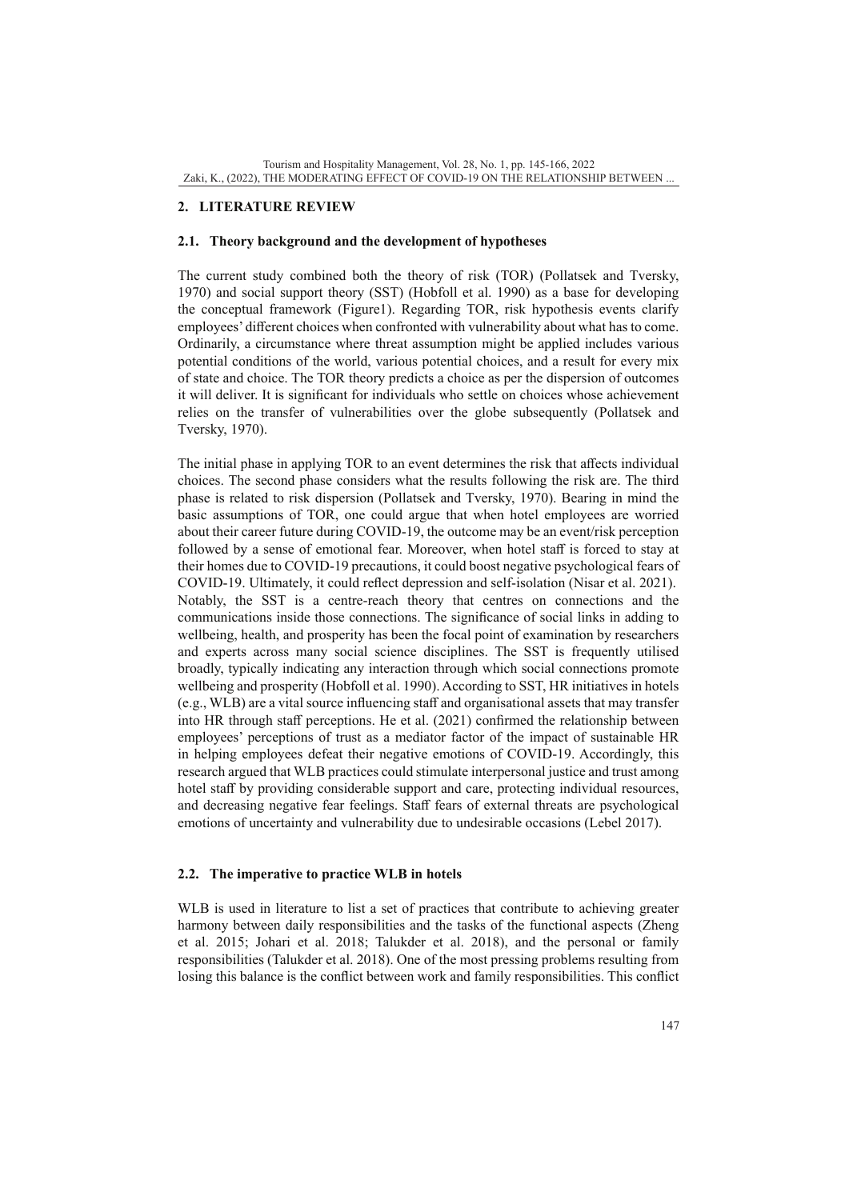## 2. LITERATURE REVIEW

### 2.1. Theory background and the development of hypotheses

The current study combined both the theory of risk (TOR) (Pollatsek and Tversky, 1970) and social support theory (SST) (Hobfoll et al. 1990) as a base for developing the conceptual framework (Figure1). Regarding TOR, risk hypothesis events clarify employees' different choices when confronted with vulnerability about what has to come. Ordinarily, a circumstance where threat assumption might be applied includes various potential conditions of the world, various potential choices, and a result for every mix of state and choice. The TOR theory predicts a choice as per the dispersion of outcomes it will deliver. It is significant for individuals who settle on choices whose achievement relies on the transfer of vulnerabilities over the globe subsequently (Pollatsek and Tversky, 1970).

The initial phase in applying TOR to an event determines the risk that affects individual choices. The second phase considers what the results following the risk are. The third phase is related to risk dispersion (Pollatsek and Tversky, 1970). Bearing in mind the basic assumptions of TOR, one could argue that when hotel employees are worried about their career future during COVID-19, the outcome may be an event/risk perception followed by a sense of emotional fear. Moreover, when hotel staff is forced to stay at their homes due to COVID-19 precautions, it could boost negative psychological fears of COVID-19. Ultimately, it could reflect depression and self-isolation (Nisar et al. 2021). Notably, the SST is a centre-reach theory that centres on connections and the communications inside those connections. The significance of social links in adding to wellbeing, health, and prosperity has been the focal point of examination by researchers and experts across many social science disciplines. The SST is frequently utilised broadly, typically indicating any interaction through which social connections promote wellbeing and prosperity (Hobfoll et al. 1990). According to SST, HR initiatives in hotels (e.g., WLB) are a vital source influencing staff and organisational assets that may transfer into HR through staff perceptions. He et al. (2021) confirmed the relationship between employees' perceptions of trust as a mediator factor of the impact of sustainable HR in helping employees defeat their negative emotions of COVID-19. Accordingly, this research argued that WLB practices could stimulate interpersonal justice and trust among hotel staff by providing considerable support and care, protecting individual resources, and decreasing negative fear feelings. Staff fears of external threats are psychological emotions of uncertainty and vulnerability due to undesirable occasions (Lebel 2017).

### 2.2. The imperative to practice WLB in hotels

WLB is used in literature to list a set of practices that contribute to achieving greater harmony between daily responsibilities and the tasks of the functional aspects (Zheng et al. 2015; Johari et al. 2018; Talukder et al. 2018), and the personal or family responsibilities (Talukder et al. 2018). One of the most pressing problems resulting from losing this balance is the conflict between work and family responsibilities. This conflict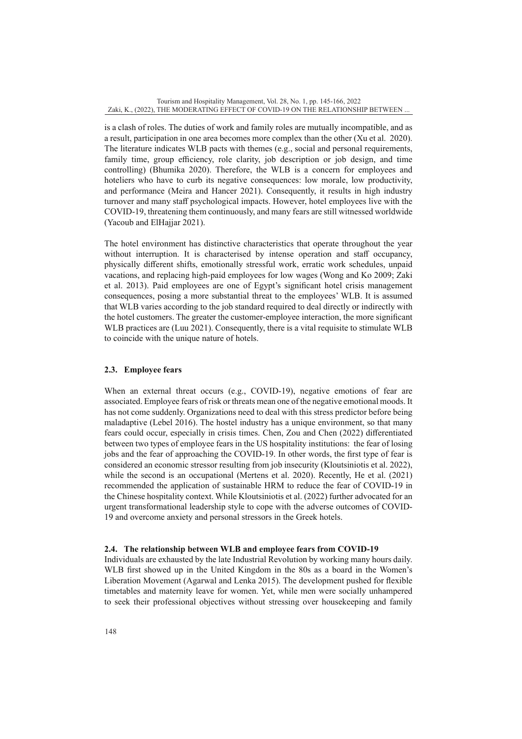is a clash of roles. The duties of work and family roles are mutually incompatible, and as a result, participation in one area becomes more complex than the other (Xu et al. 2020). The literature indicates WLB pacts with themes (e.g., social and personal requirements, family time, group efficiency, role clarity, job description or job design, and time controlling) (Bhumika 2020). Therefore, the WLB is a concern for employees and hoteliers who have to curb its negative consequences: low morale, low productivity, and performance (Meira and Hancer 2021). Consequently, it results in high industry turnover and many staff psychological impacts. However, hotel employees live with the COVID-19, threatening them continuously, and many fears are still witnessed worldwide (Yacoub and ElHajjar 2021).

The hotel environment has distinctive characteristics that operate throughout the year without interruption. It is characterised by intense operation and staff occupancy, physically different shifts, emotionally stressful work, erratic work schedules, unpaid vacations, and replacing high-paid employees for low wages (Wong and Ko 2009; Zaki et al. 2013). Paid employees are one of Egypt's significant hotel crisis management consequences, posing a more substantial threat to the employees' WLB. It is assumed that WLB varies according to the job standard required to deal directly or indirectly with the hotel customers. The greater the customer-employee interaction, the more significant WLB practices are (Luu 2021). Consequently, there is a vital requisite to stimulate WLB to coincide with the unique nature of hotels.

### 2.3. Employee fears

When an external threat occurs (e.g., COVID-19), negative emotions of fear are associated. Employee fears of risk or threats mean one of the negative emotional moods. It has not come suddenly. Organizations need to deal with this stress predictor before being maladaptive (Lebel 2016). The hostel industry has a unique environment, so that many fears could occur, especially in crisis times. Chen, Zou and Chen (2022) differentiated between two types of employee fears in the US hospitality institutions: the fear of losing jobs and the fear of approaching the COVID-19. In other words, the first type of fear is considered an economic stressor resulting from job insecurity (Kloutsiniotis et al. 2022), while the second is an occupational (Mertens et al. 2020). Recently, He et al. (2021) recommended the application of sustainable HRM to reduce the fear of COVID-19 in the Chinese hospitality context. While Kloutsiniotis et al. (2022) further advocated for an urgent transformational leadership style to cope with the adverse outcomes of COVID-19 and overcome anxiety and personal stressors in the Greek hotels.

### 2.4. The relationship between WLB and employee fears from COVID-19

Individuals are exhausted by the late Industrial Revolution by working many hours daily. WLB first showed up in the United Kingdom in the 80s as a board in the Women's Liberation Movement (Agarwal and Lenka 2015). The development pushed for flexible timetables and maternity leave for women. Yet, while men were socially unhampered to seek their professional objectives without stressing over housekeeping and family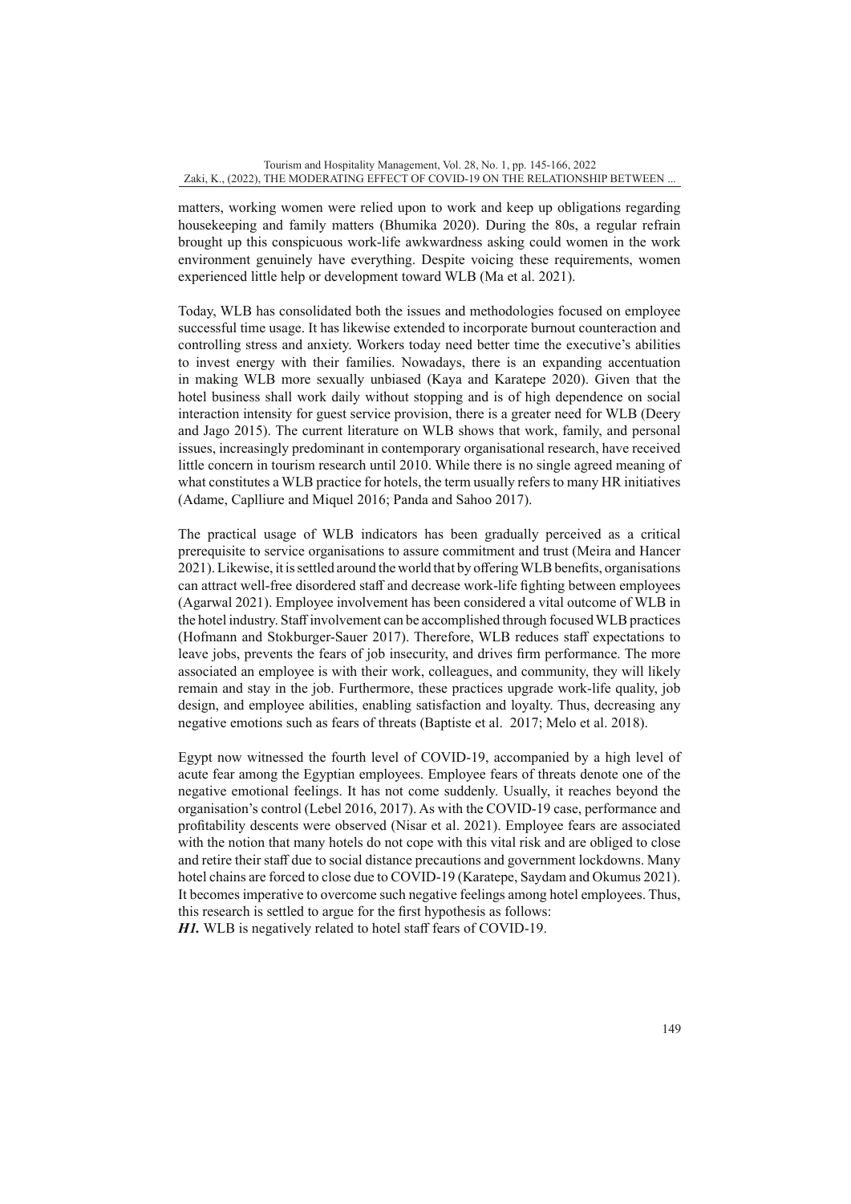matters, working women were relied upon to work and keep up obligations regarding housekeeping and family matters (Bhumika 2020). During the 80s, a regular refrain brought up this conspicuous work-life awkwardness asking could women in the work environment genuinely have everything. Despite voicing these requirements, women experienced little help or development toward WLB (Ma et al. 2021).

Today, WLB has consolidated both the issues and methodologies focused on employee successful time usage. It has likewise extended to incorporate burnout counteraction and controlling stress and anxiety. Workers today need better time the executive's abilities to invest energy with their families. Nowadays, there is an expanding accentuation in making WLB more sexually unbiased (Kaya and Karatepe 2020). Given that the hotel business shall work daily without stopping and is of high dependence on social interaction intensity for guest service provision, there is a greater need for WLB (Deery and Jago 2015). The current literature on WLB shows that work, family, and personal issues, increasingly predominant in contemporary organisational research, have received little concern in tourism research until 2010. While there is no single agreed meaning of what constitutes a WLB practice for hotels, the term usually refers to many HR initiatives (Adame, Caplliure and Miquel 2016; Panda and Sahoo 2017).

The practical usage of WLB indicators has been gradually perceived as a critical prerequisite to service organisations to assure commitment and trust (Meira and Hancer 2021). Likewise, it is settled around the world that by offering WLB benefits, organisations can attract well-free disordered staff and decrease work-life fighting between employees (Agarwal 2021). Employee involvement has been considered a vital outcome of WLB in the hotel industry. Staff involvement can be accomplished through focused WLB practices (Hofmann and Stokburger-Sauer 2017). Therefore, WLB reduces staff expectations to leave jobs, prevents the fears of job insecurity, and drives firm performance. The more associated an employee is with their work, colleagues, and community, they will likely remain and stay in the job. Furthermore, these practices upgrade work-life quality, job design, and employee abilities, enabling satisfaction and loyalty. Thus, decreasing any negative emotions such as fears of threats (Baptiste et al. 2017; Melo et al. 2018).

Egypt now witnessed the fourth level of COVID-19, accompanied by a high level of acute fear among the Egyptian employees. Employee fears of threats denote one of the negative emotional feelings. It has not come suddenly. Usually, it reaches beyond the organisation's control (Lebel 2016, 2017). As with the COVID-19 case, performance and profitability descents were observed (Nisar et al. 2021). Employee fears are associated with the notion that many hotels do not cope with this vital risk and are obliged to close and retire their staff due to social distance precautions and government lockdowns. Many hotel chains are forced to close due to COVID-19 (Karatepe, Saydam and Okumus 2021). It becomes imperative to overcome such negative feelings among hotel employees. Thus, this research is settled to argue for the first hypothesis as follows:

***H1.*** WLB is negatively related to hotel staff fears of COVID-19.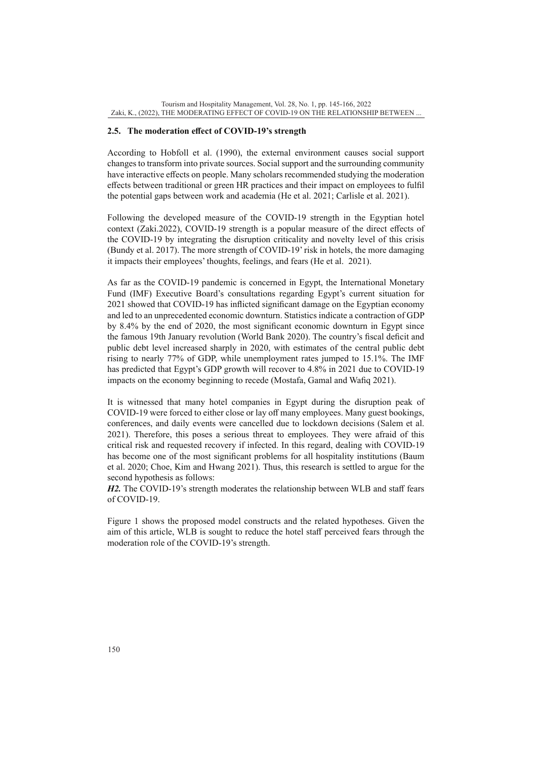### 2.5. The moderation effect of COVID-19's strength

According to Hobfoll et al. (1990), the external environment causes social support changes to transform into private sources. Social support and the surrounding community have interactive effects on people. Many scholars recommended studying the moderation effects between traditional or green HR practices and their impact on employees to fulfil the potential gaps between work and academia (He et al. 2021; Carlisle et al. 2021).

Following the developed measure of the COVID-19 strength in the Egyptian hotel context (Zaki.2022), COVID-19 strength is a popular measure of the direct effects of the COVID-19 by integrating the disruption criticality and novelty level of this crisis (Bundy et al. 2017). The more strength of COVID-19' risk in hotels, the more damaging it impacts their employees' thoughts, feelings, and fears (He et al. 2021).

As far as the COVID-19 pandemic is concerned in Egypt, the International Monetary Fund (IMF) Executive Board's consultations regarding Egypt's current situation for 2021 showed that COVID-19 has inflicted significant damage on the Egyptian economy and led to an unprecedented economic downturn. Statistics indicate a contraction of GDP by 8.4% by the end of 2020, the most significant economic downturn in Egypt since the famous 19th January revolution (World Bank 2020). The country's fiscal deficit and public debt level increased sharply in 2020, with estimates of the central public debt rising to nearly 77% of GDP, while unemployment rates jumped to 15.1%. The IMF has predicted that Egypt's GDP growth will recover to 4.8% in 2021 due to COVID-19 impacts on the economy beginning to recede (Mostafa, Gamal and Wafiq 2021).

It is witnessed that many hotel companies in Egypt during the disruption peak of COVID-19 were forced to either close or lay off many employees. Many guest bookings, conferences, and daily events were cancelled due to lockdown decisions (Salem et al. 2021). Therefore, this poses a serious threat to employees. They were afraid of this critical risk and requested recovery if infected. In this regard, dealing with COVID-19 has become one of the most significant problems for all hospitality institutions (Baum et al. 2020; Choe, Kim and Hwang 2021). Thus, this research is settled to argue for the second hypothesis as follows:

***H2.*** The COVID-19's strength moderates the relationship between WLB and staff fears of COVID-19.

Figure 1 shows the proposed model constructs and the related hypotheses. Given the aim of this article, WLB is sought to reduce the hotel staff perceived fears through the moderation role of the COVID-19's strength.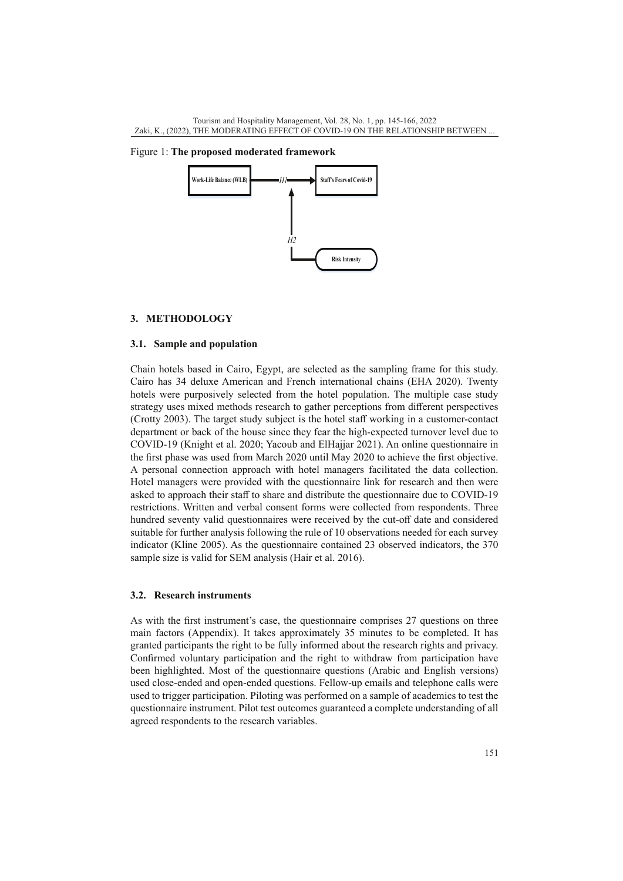Figure 1: **The proposed moderated framework**

## 3. METHODOLOGY

### 3.1. Sample and population

Chain hotels based in Cairo, Egypt, are selected as the sampling frame for this study. Cairo has 34 deluxe American and French international chains (EHA 2020). Twenty hotels were purposively selected from the hotel population. The multiple case study strategy uses mixed methods research to gather perceptions from different perspectives (Crotty 2003). The target study subject is the hotel staff working in a customer-contact department or back of the house since they fear the high-expected turnover level due to COVID-19 (Knight et al. 2020; Yacoub and ElHajjar 2021). An online questionnaire in the first phase was used from March 2020 until May 2020 to achieve the first objective. A personal connection approach with hotel managers facilitated the data collection. Hotel managers were provided with the questionnaire link for research and then were asked to approach their staff to share and distribute the questionnaire due to COVID-19 restrictions. Written and verbal consent forms were collected from respondents. Three hundred seventy valid questionnaires were received by the cut-off date and considered suitable for further analysis following the rule of 10 observations needed for each survey indicator (Kline 2005). As the questionnaire contained 23 observed indicators, the 370 sample size is valid for SEM analysis (Hair et al. 2016).

### 3.2. Research instruments

As with the first instrument's case, the questionnaire comprises 27 questions on three main factors (Appendix). It takes approximately 35 minutes to be completed. It has granted participants the right to be fully informed about the research rights and privacy. Confirmed voluntary participation and the right to withdraw from participation have been highlighted. Most of the questionnaire questions (Arabic and English versions) used close-ended and open-ended questions. Fellow-up emails and telephone calls were used to trigger participation. Piloting was performed on a sample of academics to test the questionnaire instrument. Pilot test outcomes guaranteed a complete understanding of all agreed respondents to the research variables.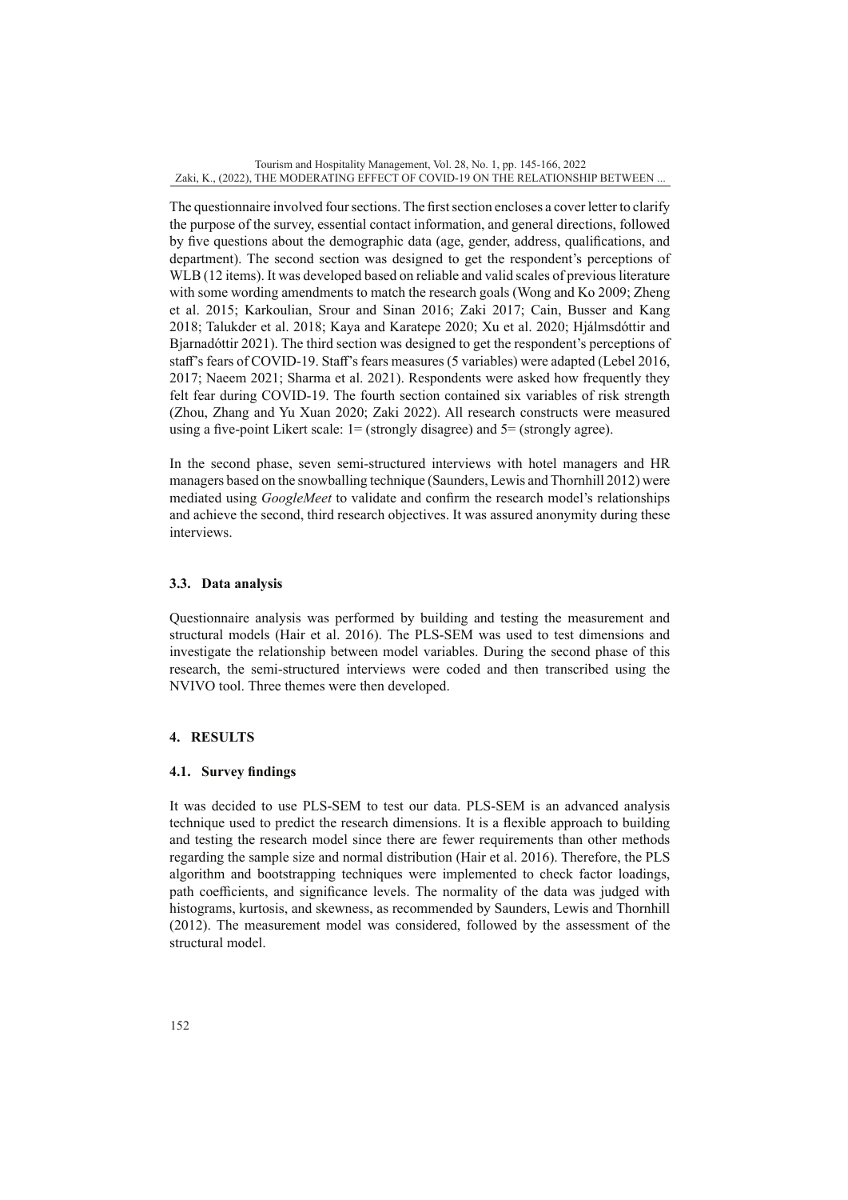The questionnaire involved four sections. The first section encloses a cover letter to clarify the purpose of the survey, essential contact information, and general directions, followed by five questions about the demographic data (age, gender, address, qualifications, and department). The second section was designed to get the respondent's perceptions of WLB (12 items). It was developed based on reliable and valid scales of previous literature with some wording amendments to match the research goals (Wong and Ko 2009; Zheng et al. 2015; Karkoulian, Srour and Sinan 2016; Zaki 2017; Cain, Busser and Kang 2018; Talukder et al. 2018; Kaya and Karatepe 2020; Xu et al. 2020; Hjálmsdóttir and Bjarnadóttir 2021). The third section was designed to get the respondent's perceptions of staff's fears of COVID-19. Staff's fears measures (5 variables) were adapted (Lebel 2016, 2017; Naeem 2021; Sharma et al. 2021). Respondents were asked how frequently they felt fear during COVID-19. The fourth section contained six variables of risk strength (Zhou, Zhang and Yu Xuan 2020; Zaki 2022). All research constructs were measured using a five-point Likert scale: 1= (strongly disagree) and 5= (strongly agree).

In the second phase, seven semi-structured interviews with hotel managers and HR managers based on the snowballing technique (Saunders, Lewis and Thornhill 2012) were mediated using *GoogleMeet* to validate and confirm the research model's relationships and achieve the second, third research objectives. It was assured anonymity during these interviews.

### 3.3. Data analysis

Questionnaire analysis was performed by building and testing the measurement and structural models (Hair et al. 2016). The PLS-SEM was used to test dimensions and investigate the relationship between model variables. During the second phase of this research, the semi-structured interviews were coded and then transcribed using the NVIVO tool. Three themes were then developed.

## 4. RESULTS

### 4.1. Survey findings

It was decided to use PLS-SEM to test our data. PLS-SEM is an advanced analysis technique used to predict the research dimensions. It is a flexible approach to building and testing the research model since there are fewer requirements than other methods regarding the sample size and normal distribution (Hair et al. 2016). Therefore, the PLS algorithm and bootstrapping techniques were implemented to check factor loadings, path coefficients, and significance levels. The normality of the data was judged with histograms, kurtosis, and skewness, as recommended by Saunders, Lewis and Thornhill (2012). The measurement model was considered, followed by the assessment of the structural model.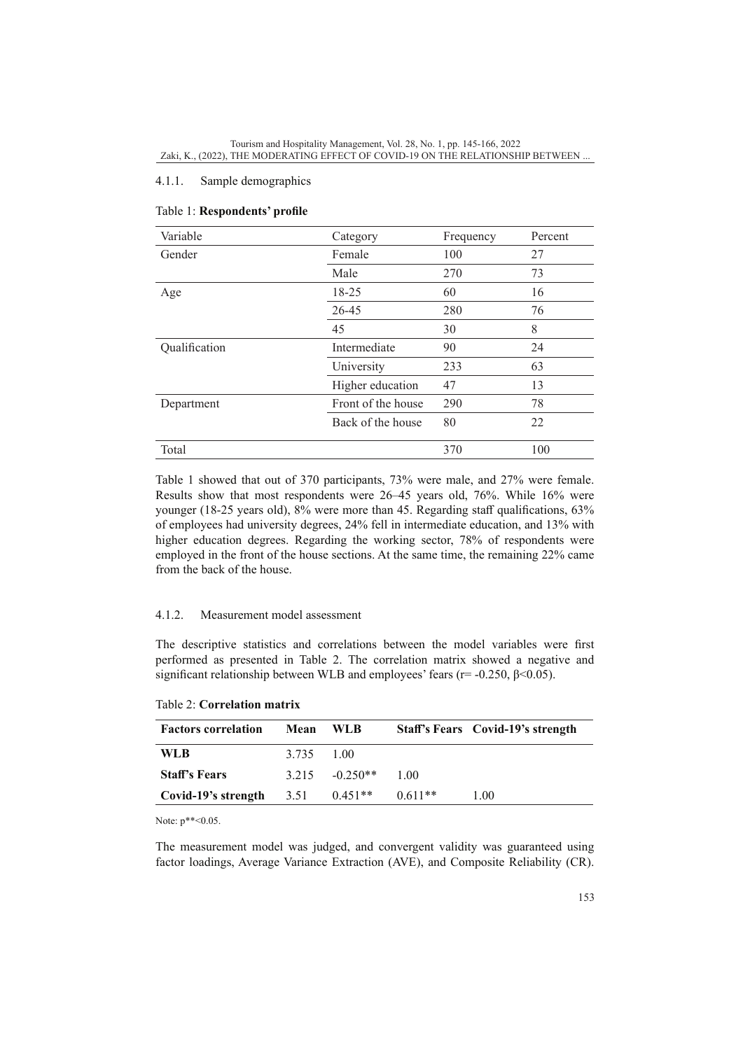#### 4.1.1. Sample demographics

Table 1: **Respondents' profile**

| Variable | Category | Frequency | Percent |
|---|---|---|---|
| Gender | Female | 100 | 27 |
| | Male | 270 | 73 |
| Age | 18-25 | 60 | 16 |
| | 26-45 | 280 | 76 |
| | 45 | 30 | 8 |
| Qualification | Intermediate | 90 | 24 |
| | University | 233 | 63 |
| | Higher education | 47 | 13 |
| Department | Front of the house | 290 | 78 |
| | Back of the house | 80 | 22 |
| Total | | 370 | 100 |

Table 1 showed that out of 370 participants, 73% were male, and 27% were female. Results show that most respondents were 26–45 years old, 76%. While 16% were younger (18-25 years old), 8% were more than 45. Regarding staff qualifications, 63% of employees had university degrees, 24% fell in intermediate education, and 13% with higher education degrees. Regarding the working sector, 78% of respondents were employed in the front of the house sections. At the same time, the remaining 22% came from the back of the house.

#### 4.1.2. Measurement model assessment

The descriptive statistics and correlations between the model variables were first performed as presented in Table 2. The correlation matrix showed a negative and significant relationship between WLB and employees' fears ($r = -0.250$, $\beta < 0.05$).

Table 2: **Correlation matrix**

| **Factors correlation** | **Mean** | **WLB** | **Staff's Fears** | **Covid-19's strength** |
|---|---|---|---|---|
| **WLB** | 3.735 | 1.00 | | |
| **Staff's Fears** | 3.215 | -0.250** | 1.00 | |
| **Covid-19's strength** | 3.51 | 0.451** | 0.611** | 1.00 |

Note: p**<0.05.

The measurement model was judged, and convergent validity was guaranteed using factor loadings, Average Variance Extraction (AVE), and Composite Reliability (CR).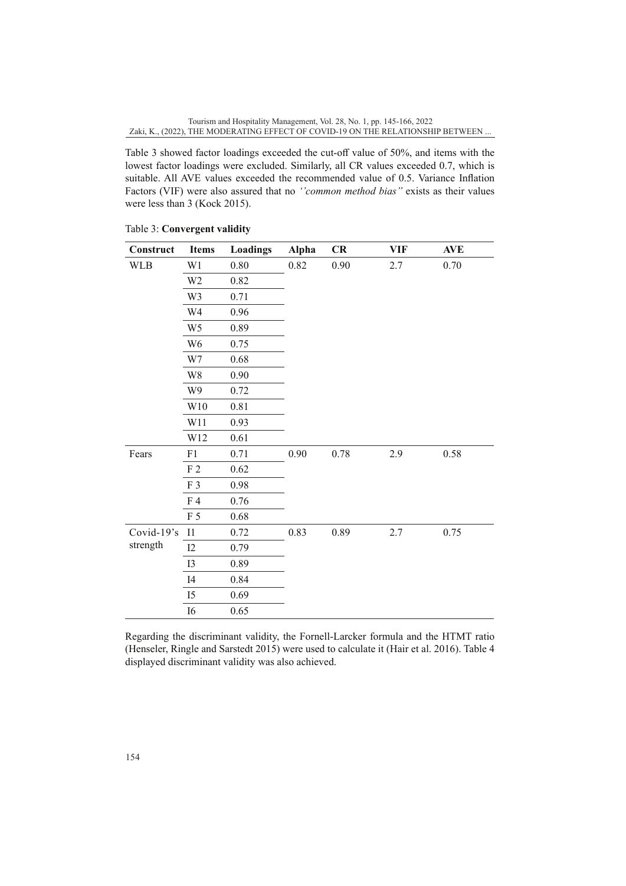Table 3 showed factor loadings exceeded the cut-off value of 50%, and items with the lowest factor loadings were excluded. Similarly, all CR values exceeded 0.7, which is suitable. All AVE values exceeded the recommended value of 0.5. Variance Inflation Factors (VIF) were also assured that no *''common method bias''* exists as their values were less than 3 (Kock 2015).

Table 3: **Convergent validity**

| Construct | Items | Loadings | Alpha | CR | VIF | AVE |
|---|---|---|---|---|---|---|
| WLB | W1 | 0.80 | 0.82 | 0.90 | 2.7 | 0.70 |
| | W2 | 0.82 | | | | |
| | W3 | 0.71 | | | | |
| | W4 | 0.96 | | | | |
| | W5 | 0.89 | | | | |
| | W6 | 0.75 | | | | |
| | W7 | 0.68 | | | | |
| | W8 | 0.90 | | | | |
| | W9 | 0.72 | | | | |
| | W10 | 0.81 | | | | |
| | W11 | 0.93 | | | | |
| | W12 | 0.61 | | | | |
| Fears | F1 | 0.71 | 0.90 | 0.78 | 2.9 | 0.58 |
| | F 2 | 0.62 | | | | |
| | F 3 | 0.98 | | | | |
| | F 4 | 0.76 | | | | |
| | F 5 | 0.68 | | | | |
| Covid-19's strength | I1 | 0.72 | 0.83 | 0.89 | 2.7 | 0.75 |
| | I2 | 0.79 | | | | |
| | I3 | 0.89 | | | | |
| | I4 | 0.84 | | | | |
| | I5 | 0.69 | | | | |
| | I6 | 0.65 | | | | |

Regarding the discriminant validity, the Fornell-Larcker formula and the HTMT ratio (Henseler, Ringle and Sarstedt 2015) were used to calculate it (Hair et al. 2016). Table 4 displayed discriminant validity was also achieved.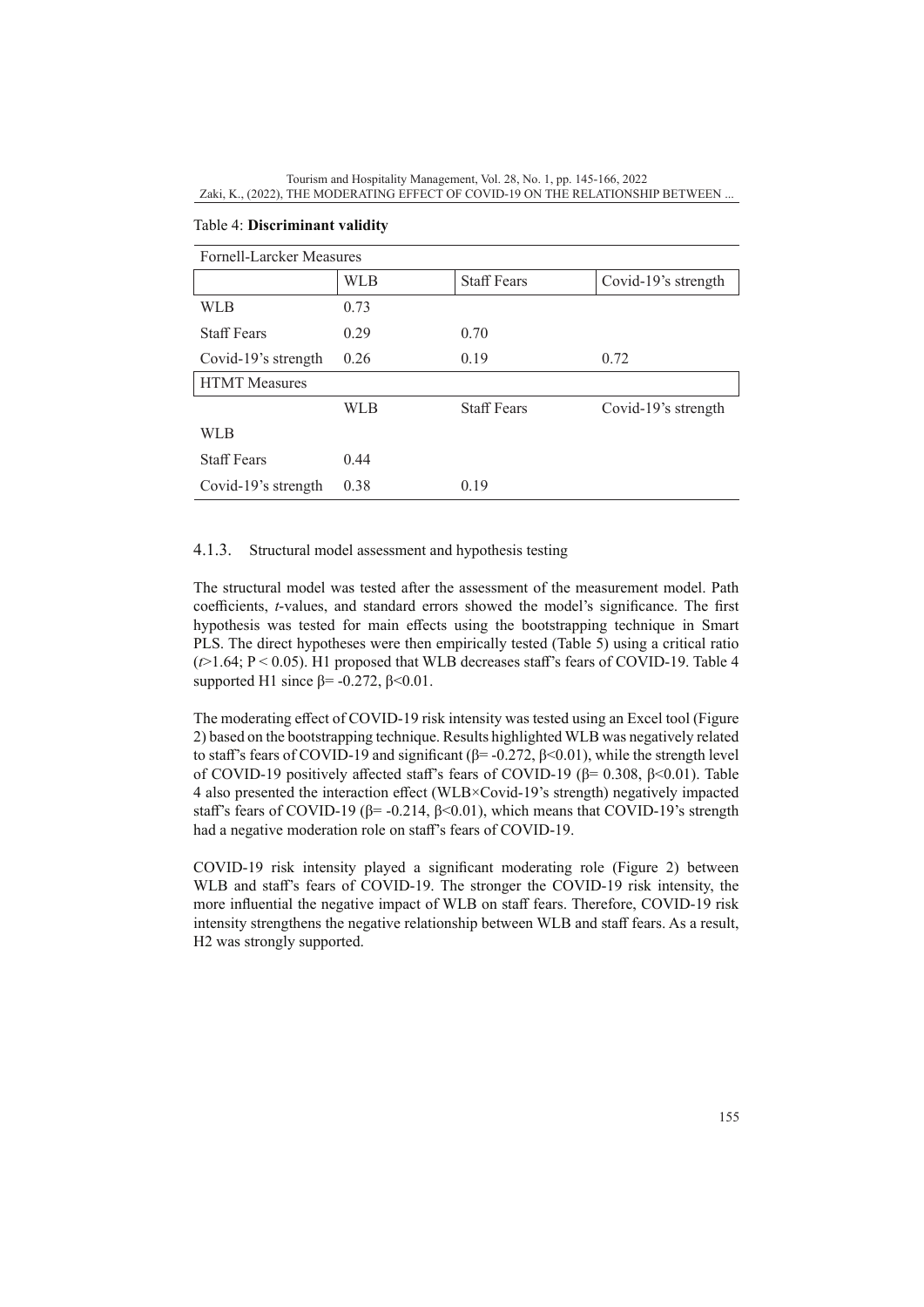Table 4: **Discriminant validity**

| Fornell-Larcker Measures | | | |
|---|---|---|---|
| | WLB | Staff Fears | Covid-19's strength |
| WLB | 0.73 | | |
| Staff Fears | 0.29 | 0.70 | |
| Covid-19's strength | 0.26 | 0.19 | 0.72 |
| HTMT Measures | | | |
| | WLB | Staff Fears | Covid-19's strength |
| WLB | | | |
| Staff Fears | 0.44 | | |
| Covid-19's strength | 0.38 | 0.19 | |

### 4.1.3. Structural model assessment and hypothesis testing

The structural model was tested after the assessment of the measurement model. Path coefficients, *t*-values, and standard errors showed the model's significance. The first hypothesis was tested for main effects using the bootstrapping technique in Smart PLS. The direct hypotheses were then empirically tested (Table 5) using a critical ratio ($t$>1.64; $P < 0.05$). H1 proposed that WLB decreases staff's fears of COVID-19. Table 4 supported H1 since $\beta = -0.272$, $\beta < 0.01$.

The moderating effect of COVID-19 risk intensity was tested using an Excel tool (Figure 2) based on the bootstrapping technique. Results highlighted WLB was negatively related to staff's fears of COVID-19 and significant ($\beta = -0.272$, $\beta < 0.01$), while the strength level of COVID-19 positively affected staff's fears of COVID-19 ($\beta = 0.308$, $\beta < 0.01$). Table 4 also presented the interaction effect (WLB×Covid-19's strength) negatively impacted staff's fears of COVID-19 ($\beta = -0.214$, $\beta < 0.01$), which means that COVID-19's strength had a negative moderation role on staff's fears of COVID-19.

COVID-19 risk intensity played a significant moderating role (Figure 2) between WLB and staff's fears of COVID-19. The stronger the COVID-19 risk intensity, the more influential the negative impact of WLB on staff fears. Therefore, COVID-19 risk intensity strengthens the negative relationship between WLB and staff fears. As a result, H2 was strongly supported.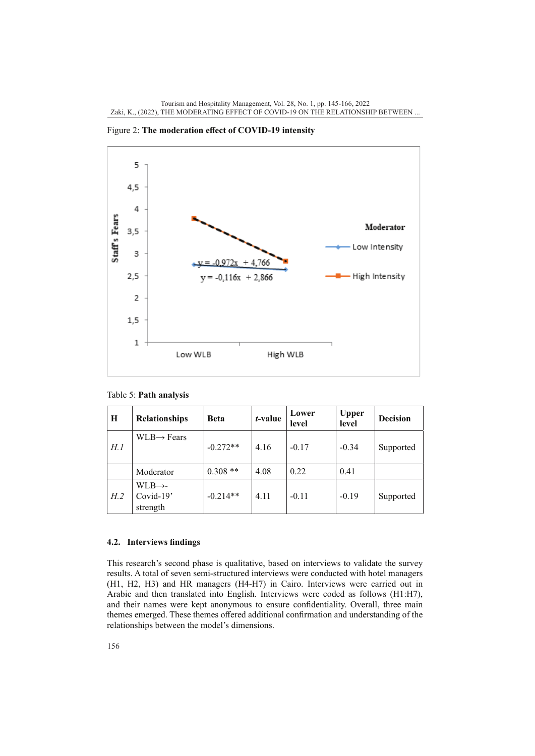Figure 2: **The moderation effect of COVID-19 intensity**

Table 5: **Path analysis**

| H | Relationships | Beta | *t*-value | Lower level | Upper level | Decision |
|---|---|---|---|---|---|---|
| *H.1* | WLB→ Fears | -0.272** | 4.16 | -0.17 | -0.34 | Supported |
| | Moderator | 0.308 ** | 4.08 | 0.22 | 0.41 | |
| *H.2* | WLB→-Covid-19' strength | -0.214** | 4.11 | -0.11 | -0.19 | Supported |

### 4.2. Interviews findings

This research's second phase is qualitative, based on interviews to validate the survey results. A total of seven semi-structured interviews were conducted with hotel managers (H1, H2, H3) and HR managers (H4-H7) in Cairo. Interviews were carried out in Arabic and then translated into English. Interviews were coded as follows (H1:H7), and their names were kept anonymous to ensure confidentiality. Overall, three main themes emerged. These themes offered additional confirmation and understanding of the relationships between the model's dimensions.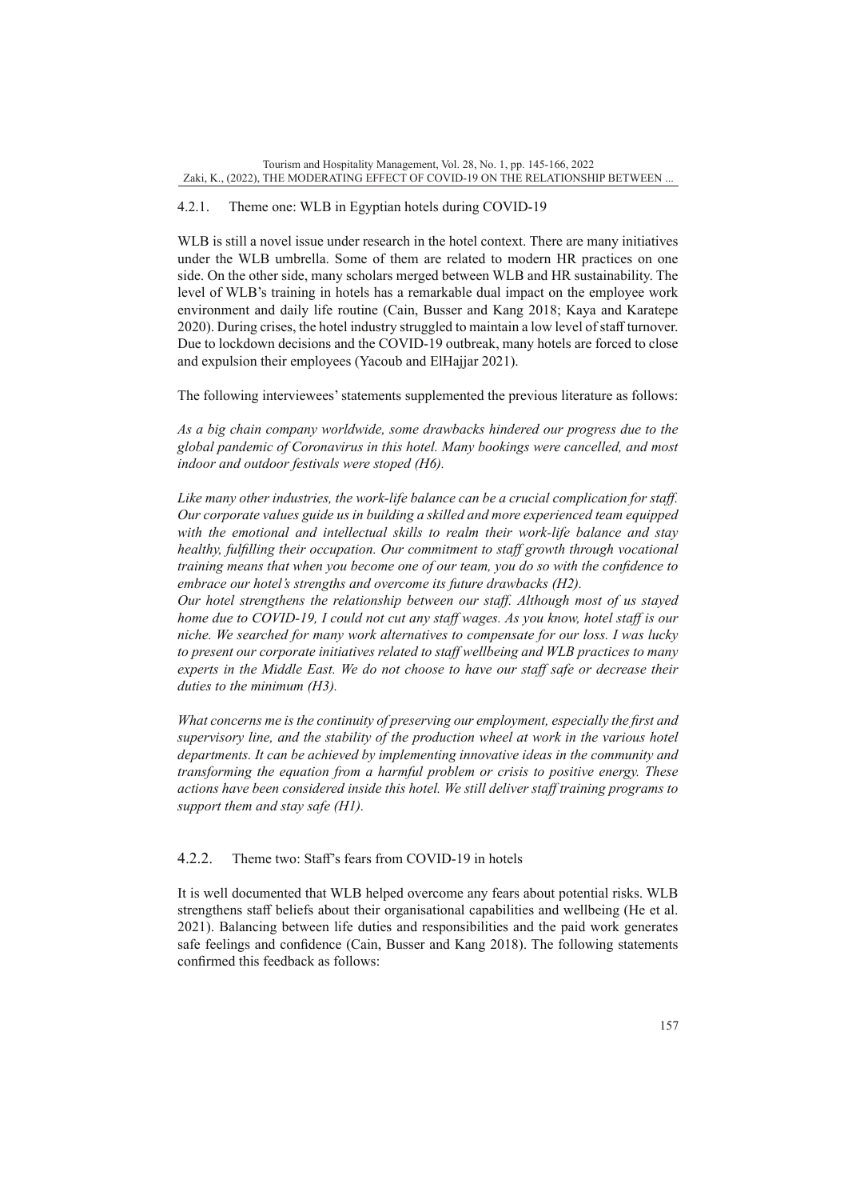#### 4.2.1. Theme one: WLB in Egyptian hotels during COVID-19

WLB is still a novel issue under research in the hotel context. There are many initiatives under the WLB umbrella. Some of them are related to modern HR practices on one side. On the other side, many scholars merged between WLB and HR sustainability. The level of WLB's training in hotels has a remarkable dual impact on the employee work environment and daily life routine (Cain, Busser and Kang 2018; Kaya and Karatepe 2020). During crises, the hotel industry struggled to maintain a low level of staff turnover. Due to lockdown decisions and the COVID-19 outbreak, many hotels are forced to close and expulsion their employees (Yacoub and ElHajjar 2021).

The following interviewees' statements supplemented the previous literature as follows:

*As a big chain company worldwide, some drawbacks hindered our progress due to the global pandemic of Coronavirus in this hotel. Many bookings were cancelled, and most indoor and outdoor festivals were stoped (H6).*

*Like many other industries, the work-life balance can be a crucial complication for staff. Our corporate values guide us in building a skilled and more experienced team equipped with the emotional and intellectual skills to realm their work-life balance and stay healthy, fulfilling their occupation. Our commitment to staff growth through vocational training means that when you become one of our team, you do so with the confidence to embrace our hotel's strengths and overcome its future drawbacks (H2).*

*Our hotel strengthens the relationship between our staff. Although most of us stayed home due to COVID-19, I could not cut any staff wages. As you know, hotel staff is our niche. We searched for many work alternatives to compensate for our loss. I was lucky to present our corporate initiatives related to staff wellbeing and WLB practices to many experts in the Middle East. We do not choose to have our staff safe or decrease their duties to the minimum (H3).*

*What concerns me is the continuity of preserving our employment, especially the first and supervisory line, and the stability of the production wheel at work in the various hotel departments. It can be achieved by implementing innovative ideas in the community and transforming the equation from a harmful problem or crisis to positive energy. These actions have been considered inside this hotel. We still deliver staff training programs to support them and stay safe (H1).*

#### 4.2.2. Theme two: Staff's fears from COVID-19 in hotels

It is well documented that WLB helped overcome any fears about potential risks. WLB strengthens staff beliefs about their organisational capabilities and wellbeing (He et al. 2021). Balancing between life duties and responsibilities and the paid work generates safe feelings and confidence (Cain, Busser and Kang 2018). The following statements confirmed this feedback as follows: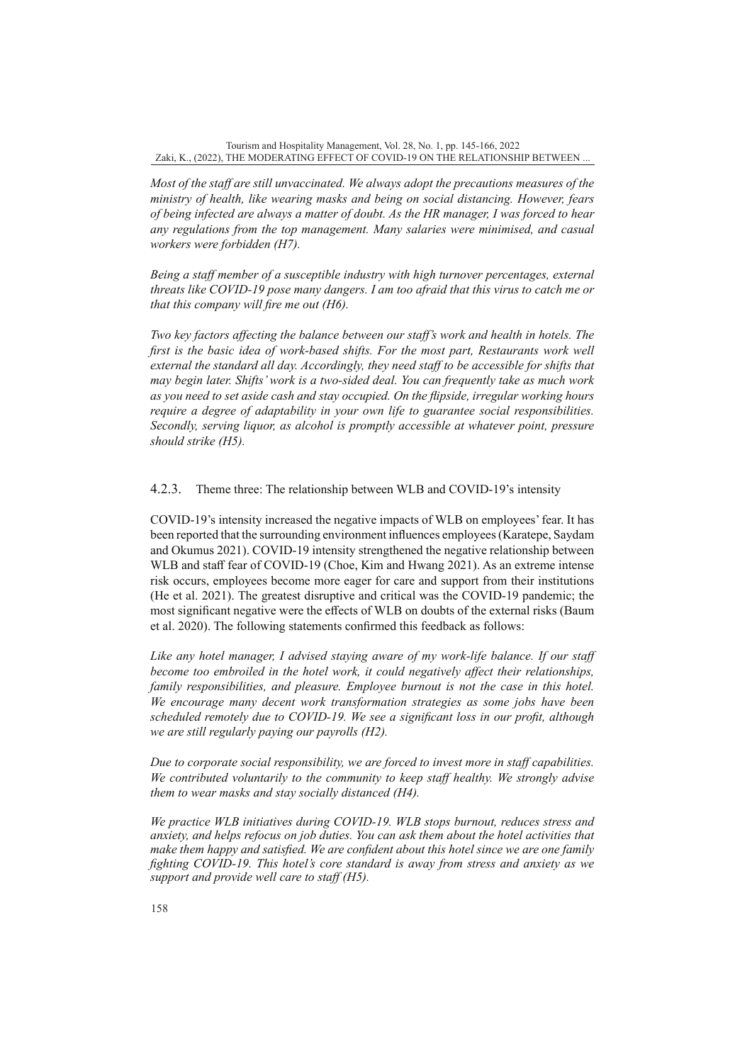*Most of the staff are still unvaccinated. We always adopt the precautions measures of the ministry of health, like wearing masks and being on social distancing. However, fears of being infected are always a matter of doubt. As the HR manager, I was forced to hear any regulations from the top management. Many salaries were minimised, and casual workers were forbidden (H7).*

*Being a staff member of a susceptible industry with high turnover percentages, external threats like COVID-19 pose many dangers. I am too afraid that this virus to catch me or that this company will fire me out (H6).*

*Two key factors affecting the balance between our staff's work and health in hotels. The first is the basic idea of work-based shifts. For the most part, Restaurants work well external the standard all day. Accordingly, they need staff to be accessible for shifts that may begin later. Shifts' work is a two-sided deal. You can frequently take as much work as you need to set aside cash and stay occupied. On the flipside, irregular working hours require a degree of adaptability in your own life to guarantee social responsibilities. Secondly, serving liquor, as alcohol is promptly accessible at whatever point, pressure should strike (H5).*

### 4.2.3. Theme three: The relationship between WLB and COVID-19's intensity

COVID-19's intensity increased the negative impacts of WLB on employees' fear. It has been reported that the surrounding environment influences employees (Karatepe, Saydam and Okumus 2021). COVID-19 intensity strengthened the negative relationship between WLB and staff fear of COVID-19 (Choe, Kim and Hwang 2021). As an extreme intense risk occurs, employees become more eager for care and support from their institutions (He et al. 2021). The greatest disruptive and critical was the COVID-19 pandemic; the most significant negative were the effects of WLB on doubts of the external risks (Baum et al. 2020). The following statements confirmed this feedback as follows:

*Like any hotel manager, I advised staying aware of my work-life balance. If our staff become too embroiled in the hotel work, it could negatively affect their relationships, family responsibilities, and pleasure. Employee burnout is not the case in this hotel. We encourage many decent work transformation strategies as some jobs have been scheduled remotely due to COVID-19. We see a significant loss in our profit, although we are still regularly paying our payrolls (H2).*

*Due to corporate social responsibility, we are forced to invest more in staff capabilities. We contributed voluntarily to the community to keep staff healthy. We strongly advise them to wear masks and stay socially distanced (H4).*

*We practice WLB initiatives during COVID-19. WLB stops burnout, reduces stress and anxiety, and helps refocus on job duties. You can ask them about the hotel activities that make them happy and satisfied. We are confident about this hotel since we are one family fighting COVID-19. This hotel's core standard is away from stress and anxiety as we support and provide well care to staff (H5).*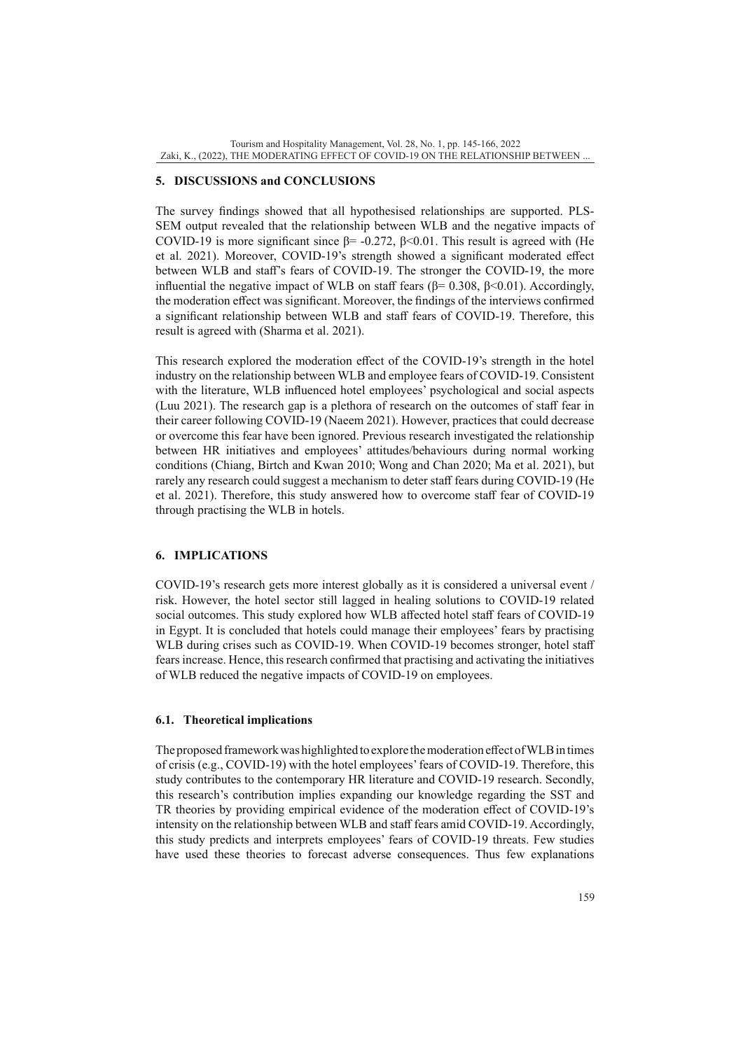## 5. DISCUSSIONS and CONCLUSIONS

The survey findings showed that all hypothesised relationships are supported. PLS-SEM output revealed that the relationship between WLB and the negative impacts of COVID-19 is more significant since $\beta = -0.272$, $\beta < 0.01$. This result is agreed with (He et al. 2021). Moreover, COVID-19's strength showed a significant moderated effect between WLB and staff's fears of COVID-19. The stronger the COVID-19, the more influential the negative impact of WLB on staff fears ($\beta = 0.308$, $\beta < 0.01$). Accordingly, the moderation effect was significant. Moreover, the findings of the interviews confirmed a significant relationship between WLB and staff fears of COVID-19. Therefore, this result is agreed with (Sharma et al. 2021).

This research explored the moderation effect of the COVID-19's strength in the hotel industry on the relationship between WLB and employee fears of COVID-19. Consistent with the literature, WLB influenced hotel employees' psychological and social aspects (Luu 2021). The research gap is a plethora of research on the outcomes of staff fear in their career following COVID-19 (Naeem 2021). However, practices that could decrease or overcome this fear have been ignored. Previous research investigated the relationship between HR initiatives and employees' attitudes/behaviours during normal working conditions (Chiang, Birtch and Kwan 2010; Wong and Chan 2020; Ma et al. 2021), but rarely any research could suggest a mechanism to deter staff fears during COVID-19 (He et al. 2021). Therefore, this study answered how to overcome staff fear of COVID-19 through practising the WLB in hotels.

## 6. IMPLICATIONS

COVID-19's research gets more interest globally as it is considered a universal event / risk. However, the hotel sector still lagged in healing solutions to COVID-19 related social outcomes. This study explored how WLB affected hotel staff fears of COVID-19 in Egypt. It is concluded that hotels could manage their employees' fears by practising WLB during crises such as COVID-19. When COVID-19 becomes stronger, hotel staff fears increase. Hence, this research confirmed that practising and activating the initiatives of WLB reduced the negative impacts of COVID-19 on employees.

### 6.1. Theoretical implications

The proposed framework was highlighted to explore the moderation effect of WLB in times of crisis (e.g., COVID-19) with the hotel employees' fears of COVID-19. Therefore, this study contributes to the contemporary HR literature and COVID-19 research. Secondly, this research's contribution implies expanding our knowledge regarding the SST and TR theories by providing empirical evidence of the moderation effect of COVID-19's intensity on the relationship between WLB and staff fears amid COVID-19. Accordingly, this study predicts and interprets employees' fears of COVID-19 threats. Few studies have used these theories to forecast adverse consequences. Thus few explanations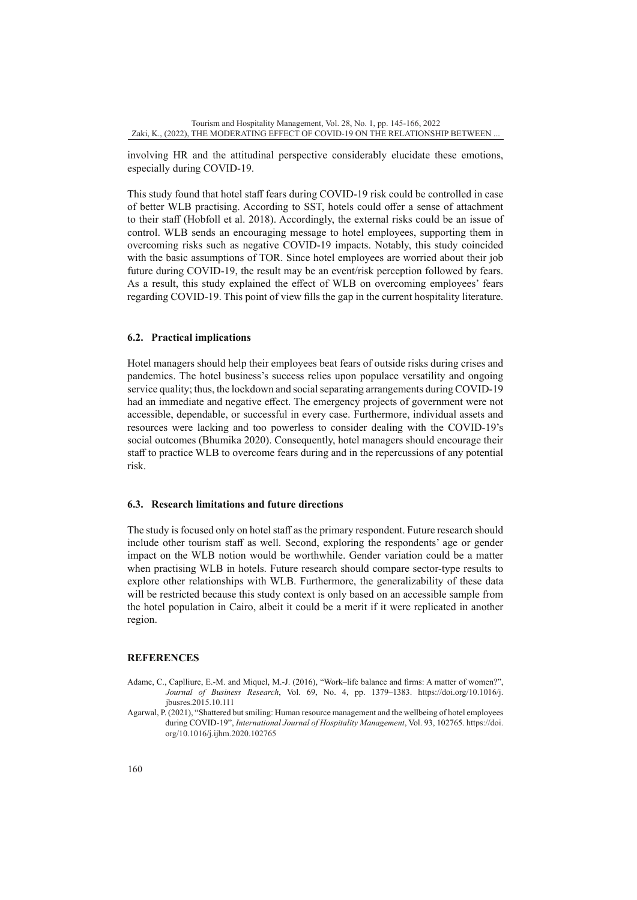involving HR and the attitudinal perspective considerably elucidate these emotions, especially during COVID-19.

This study found that hotel staff fears during COVID-19 risk could be controlled in case of better WLB practising. According to SST, hotels could offer a sense of attachment to their staff (Hobfoll et al. 2018). Accordingly, the external risks could be an issue of control. WLB sends an encouraging message to hotel employees, supporting them in overcoming risks such as negative COVID-19 impacts. Notably, this study coincided with the basic assumptions of TOR. Since hotel employees are worried about their job future during COVID-19, the result may be an event/risk perception followed by fears. As a result, this study explained the effect of WLB on overcoming employees' fears regarding COVID-19. This point of view fills the gap in the current hospitality literature.

### 6.2. Practical implications

Hotel managers should help their employees beat fears of outside risks during crises and pandemics. The hotel business's success relies upon populace versatility and ongoing service quality; thus, the lockdown and social separating arrangements during COVID-19 had an immediate and negative effect. The emergency projects of government were not accessible, dependable, or successful in every case. Furthermore, individual assets and resources were lacking and too powerless to consider dealing with the COVID-19's social outcomes (Bhumika 2020). Consequently, hotel managers should encourage their staff to practice WLB to overcome fears during and in the repercussions of any potential risk.

### 6.3. Research limitations and future directions

The study is focused only on hotel staff as the primary respondent. Future research should include other tourism staff as well. Second, exploring the respondents' age or gender impact on the WLB notion would be worthwhile. Gender variation could be a matter when practising WLB in hotels. Future research should compare sector-type results to explore other relationships with WLB. Furthermore, the generalizability of these data will be restricted because this study context is only based on an accessible sample from the hotel population in Cairo, albeit it could be a merit if it were replicated in another region.

## REFERENCES

Adame, C., Caplliure, E.-M. and Miquel, M.-J. (2016), "Work–life balance and firms: A matter of women?", *Journal of Business Research*, Vol. 69, No. 4, pp. 1379–1383. https://doi.org/10.1016/j.jbusres.2015.10.111

Agarwal, P. (2021), "Shattered but smiling: Human resource management and the wellbeing of hotel employees during COVID-19", *International Journal of Hospitality Management*, Vol. 93, 102765. https://doi.org/10.1016/j.ijhm.2020.102765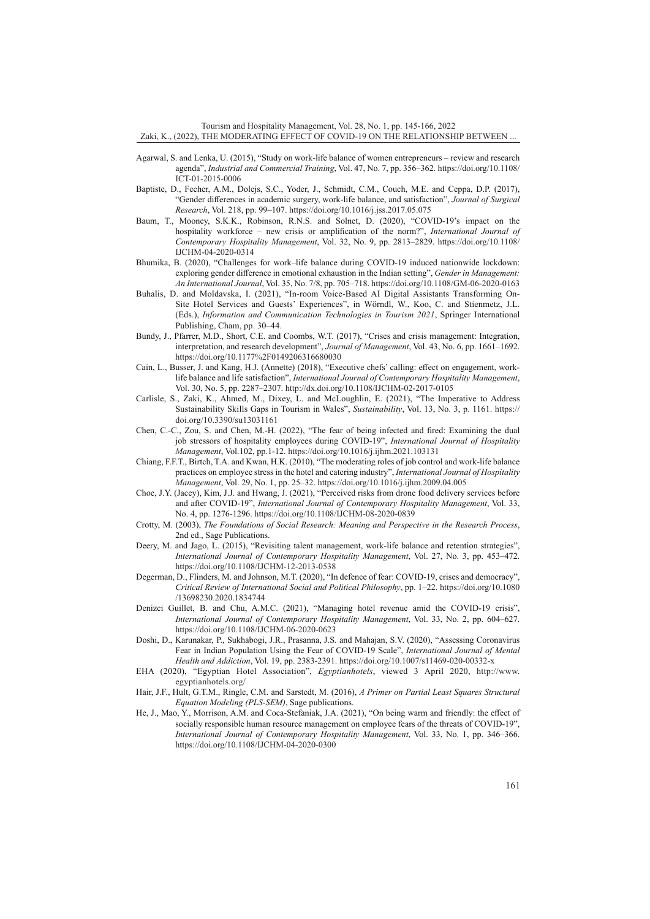Agarwal, S. and Lenka, U. (2015), "Study on work-life balance of women entrepreneurs – review and research agenda", *Industrial and Commercial Training*, Vol. 47, No. 7, pp. 356–362. https://doi.org/10.1108/ICT-01-2015-0006

Baptiste, D., Fecher, A.M., Dolejs, S.C., Yoder, J., Schmidt, C.M., Couch, M.E. and Ceppa, D.P. (2017), "Gender differences in academic surgery, work-life balance, and satisfaction", *Journal of Surgical Research*, Vol. 218, pp. 99–107. https://doi.org/10.1016/j.jss.2017.05.075

Baum, T., Mooney, S.K.K., Robinson, R.N.S. and Solnet, D. (2020), "COVID-19's impact on the hospitality workforce – new crisis or amplification of the norm?", *International Journal of Contemporary Hospitality Management*, Vol. 32, No. 9, pp. 2813–2829. https://doi.org/10.1108/IJCHM-04-2020-0314

Bhumika, B. (2020), "Challenges for work–life balance during COVID-19 induced nationwide lockdown: exploring gender difference in emotional exhaustion in the Indian setting", *Gender in Management: An International Journal*, Vol. 35, No. 7/8, pp. 705–718. https://doi.org/10.1108/GM-06-2020-0163

Buhalis, D. and Moldavska, I. (2021), "In-room Voice-Based AI Digital Assistants Transforming On-Site Hotel Services and Guests' Experiences", in Wörndl, W., Koo, C. and Stienmetz, J.L. (Eds.), *Information and Communication Technologies in Tourism 2021*, Springer International Publishing, Cham, pp. 30–44.

Bundy, J., Pfarrer, M.D., Short, C.E. and Coombs, W.T. (2017), "Crises and crisis management: Integration, interpretation, and research development", *Journal of Management*, Vol. 43, No. 6, pp. 1661–1692. https://doi.org/10.1177%2F0149206316680030

Cain, L., Busser, J. and Kang, H.J. (Annette) (2018), "Executive chefs' calling: effect on engagement, work-life balance and life satisfaction", *International Journal of Contemporary Hospitality Management*, Vol. 30, No. 5, pp. 2287–2307. http://dx.doi.org/10.1108/IJCHM-02-2017-0105

Carlisle, S., Zaki, K., Ahmed, M., Dixey, L. and McLoughlin, E. (2021), "The Imperative to Address Sustainability Skills Gaps in Tourism in Wales", *Sustainability*, Vol. 13, No. 3, p. 1161. https://doi.org/10.3390/su13031161

Chen, C.-C., Zou, S. and Chen, M.-H. (2022), "The fear of being infected and fired: Examining the dual job stressors of hospitality employees during COVID-19", *International Journal of Hospitality Management*, Vol.102, pp.1-12. https://doi.org/10.1016/j.ijhm.2021.103131

Chiang, F.F.T., Birtch, T.A. and Kwan, H.K. (2010), "The moderating roles of job control and work-life balance practices on employee stress in the hotel and catering industry", *International Journal of Hospitality Management*, Vol. 29, No. 1, pp. 25–32. https://doi.org/10.1016/j.ijhm.2009.04.005

Choe, J.Y. (Jacey), Kim, J.J. and Hwang, J. (2021), "Perceived risks from drone food delivery services before and after COVID-19", *International Journal of Contemporary Hospitality Management*, Vol. 33, No. 4, pp. 1276-1296. https://doi.org/10.1108/IJCHM-08-2020-0839

Crotty, M. (2003), *The Foundations of Social Research: Meaning and Perspective in the Research Process*, 2nd ed., Sage Publications.

Deery, M. and Jago, L. (2015), "Revisiting talent management, work-life balance and retention strategies", *International Journal of Contemporary Hospitality Management*, Vol. 27, No. 3, pp. 453–472. https://doi.org/10.1108/IJCHM-12-2013-0538

Degerman, D., Flinders, M. and Johnson, M.T. (2020), "In defence of fear: COVID-19, crises and democracy", *Critical Review of International Social and Political Philosophy*, pp. 1–22. https://doi.org/10.1080/13698230.2020.1834744

Denizci Guillet, B. and Chu, A.M.C. (2021), "Managing hotel revenue amid the COVID-19 crisis", *International Journal of Contemporary Hospitality Management*, Vol. 33, No. 2, pp. 604–627. https://doi.org/10.1108/IJCHM-06-2020-0623

Doshi, D., Karunakar, P., Sukhabogi, J.R., Prasanna, J.S. and Mahajan, S.V. (2020), "Assessing Coronavirus Fear in Indian Population Using the Fear of COVID-19 Scale", *International Journal of Mental Health and Addiction*, Vol. 19, pp. 2383-2391. https://doi.org/10.1007/s11469-020-00332-x

EHA (2020), "Egyptian Hotel Association", *Egyptianhotels*, viewed 3 April 2020, http://www.egyptianhotels.org/

Hair, J.F., Hult, G.T.M., Ringle, C.M. and Sarstedt, M. (2016), *A Primer on Partial Least Squares Structural Equation Modeling (PLS-SEM)*, Sage publications.

He, J., Mao, Y., Morrison, A.M. and Coca-Stefaniak, J.A. (2021), "On being warm and friendly: the effect of socially responsible human resource management on employee fears of the threats of COVID-19", *International Journal of Contemporary Hospitality Management*, Vol. 33, No. 1, pp. 346–366. https://doi.org/10.1108/IJCHM-04-2020-0300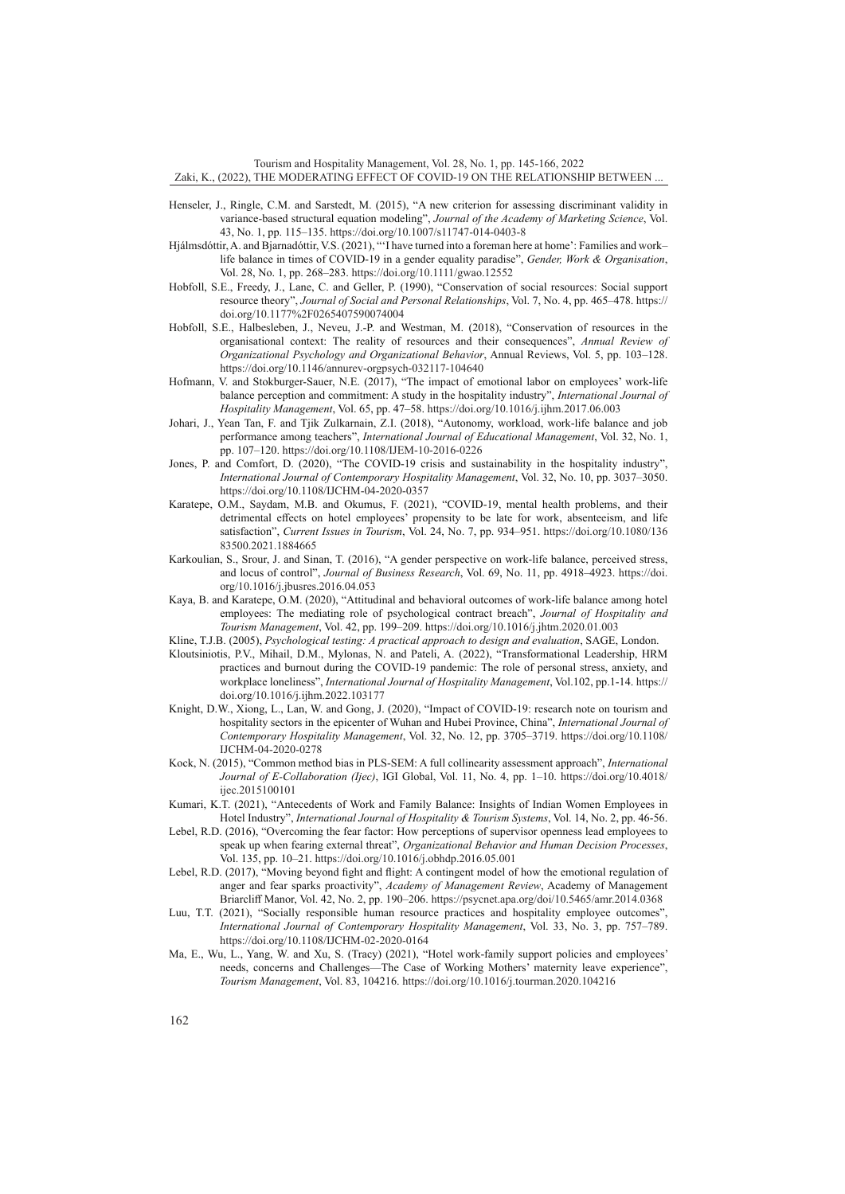Henseler, J., Ringle, C.M. and Sarstedt, M. (2015), "A new criterion for assessing discriminant validity in variance-based structural equation modeling", *Journal of the Academy of Marketing Science*, Vol. 43, No. 1, pp. 115–135. https://doi.org/10.1007/s11747-014-0403-8

Hjálmsdóttir, A. and Bjarnadóttir, V.S. (2021), "'I have turned into a foreman here at home': Families and work–life balance in times of COVID-19 in a gender equality paradise", *Gender, Work & Organisation*, Vol. 28, No. 1, pp. 268–283. https://doi.org/10.1111/gwao.12552

Hobfoll, S.E., Freedy, J., Lane, C. and Geller, P. (1990), "Conservation of social resources: Social support resource theory", *Journal of Social and Personal Relationships*, Vol. 7, No. 4, pp. 465–478. https://doi.org/10.1177%2F0265407590074004

Hobfoll, S.E., Halbesleben, J., Neveu, J.-P. and Westman, M. (2018), "Conservation of resources in the organisational context: The reality of resources and their consequences", *Annual Review of Organizational Psychology and Organizational Behavior*, Annual Reviews, Vol. 5, pp. 103–128. https://doi.org/10.1146/annurev-orgpsych-032117-104640

Hofmann, V. and Stokburger-Sauer, N.E. (2017), "The impact of emotional labor on employees' work-life balance perception and commitment: A study in the hospitality industry", *International Journal of Hospitality Management*, Vol. 65, pp. 47–58. https://doi.org/10.1016/j.ijhm.2017.06.003

Johari, J., Yean Tan, F. and Tjik Zulkarnain, Z.I. (2018), "Autonomy, workload, work-life balance and job performance among teachers", *International Journal of Educational Management*, Vol. 32, No. 1, pp. 107–120. https://doi.org/10.1108/IJEM-10-2016-0226

Jones, P. and Comfort, D. (2020), "The COVID-19 crisis and sustainability in the hospitality industry", *International Journal of Contemporary Hospitality Management*, Vol. 32, No. 10, pp. 3037–3050. https://doi.org/10.1108/IJCHM-04-2020-0357

Karatepe, O.M., Saydam, M.B. and Okumus, F. (2021), "COVID-19, mental health problems, and their detrimental effects on hotel employees' propensity to be late for work, absenteeism, and life satisfaction", *Current Issues in Tourism*, Vol. 24, No. 7, pp. 934–951. https://doi.org/10.1080/13683500.2021.1884665

Karkoulian, S., Srour, J. and Sinan, T. (2016), "A gender perspective on work-life balance, perceived stress, and locus of control", *Journal of Business Research*, Vol. 69, No. 11, pp. 4918–4923. https://doi.org/10.1016/j.jbusres.2016.04.053

Kaya, B. and Karatepe, O.M. (2020), "Attitudinal and behavioral outcomes of work-life balance among hotel employees: The mediating role of psychological contract breach", *Journal of Hospitality and Tourism Management*, Vol. 42, pp. 199–209. https://doi.org/10.1016/j.jhtm.2020.01.003

Kline, T.J.B. (2005), *Psychological testing: A practical approach to design and evaluation*, SAGE, London.

Kloutsiniotis, P.V., Mihail, D.M., Mylonas, N. and Pateli, A. (2022), "Transformational Leadership, HRM practices and burnout during the COVID-19 pandemic: The role of personal stress, anxiety, and workplace loneliness", *International Journal of Hospitality Management*, Vol.102, pp.1-14. https://doi.org/10.1016/j.ijhm.2022.103177

Knight, D.W., Xiong, L., Lan, W. and Gong, J. (2020), "Impact of COVID-19: research note on tourism and hospitality sectors in the epicenter of Wuhan and Hubei Province, China", *International Journal of Contemporary Hospitality Management*, Vol. 32, No. 12, pp. 3705–3719. https://doi.org/10.1108/IJCHM-04-2020-0278

Kock, N. (2015), "Common method bias in PLS-SEM: A full collinearity assessment approach", *International Journal of E-Collaboration (Ijec)*, IGI Global, Vol. 11, No. 4, pp. 1–10. https://doi.org/10.4018/ijec.2015100101

Kumari, K.T. (2021), "Antecedents of Work and Family Balance: Insights of Indian Women Employees in Hotel Industry", *International Journal of Hospitality & Tourism Systems*, Vol. 14, No. 2, pp. 46-56.

Lebel, R.D. (2016), "Overcoming the fear factor: How perceptions of supervisor openness lead employees to speak up when fearing external threat", *Organizational Behavior and Human Decision Processes*, Vol. 135, pp. 10–21. https://doi.org/10.1016/j.obhdp.2016.05.001

Lebel, R.D. (2017), "Moving beyond fight and flight: A contingent model of how the emotional regulation of anger and fear sparks proactivity", *Academy of Management Review*, Academy of Management Briarcliff Manor, Vol. 42, No. 2, pp. 190–206. https://psycnet.apa.org/doi/10.5465/amr.2014.0368

Luu, T.T. (2021), "Socially responsible human resource practices and hospitality employee outcomes", *International Journal of Contemporary Hospitality Management*, Vol. 33, No. 3, pp. 757–789. https://doi.org/10.1108/IJCHM-02-2020-0164

Ma, E., Wu, L., Yang, W. and Xu, S. (Tracy) (2021), "Hotel work-family support policies and employees' needs, concerns and Challenges—The Case of Working Mothers' maternity leave experience", *Tourism Management*, Vol. 83, 104216. https://doi.org/10.1016/j.tourman.2020.104216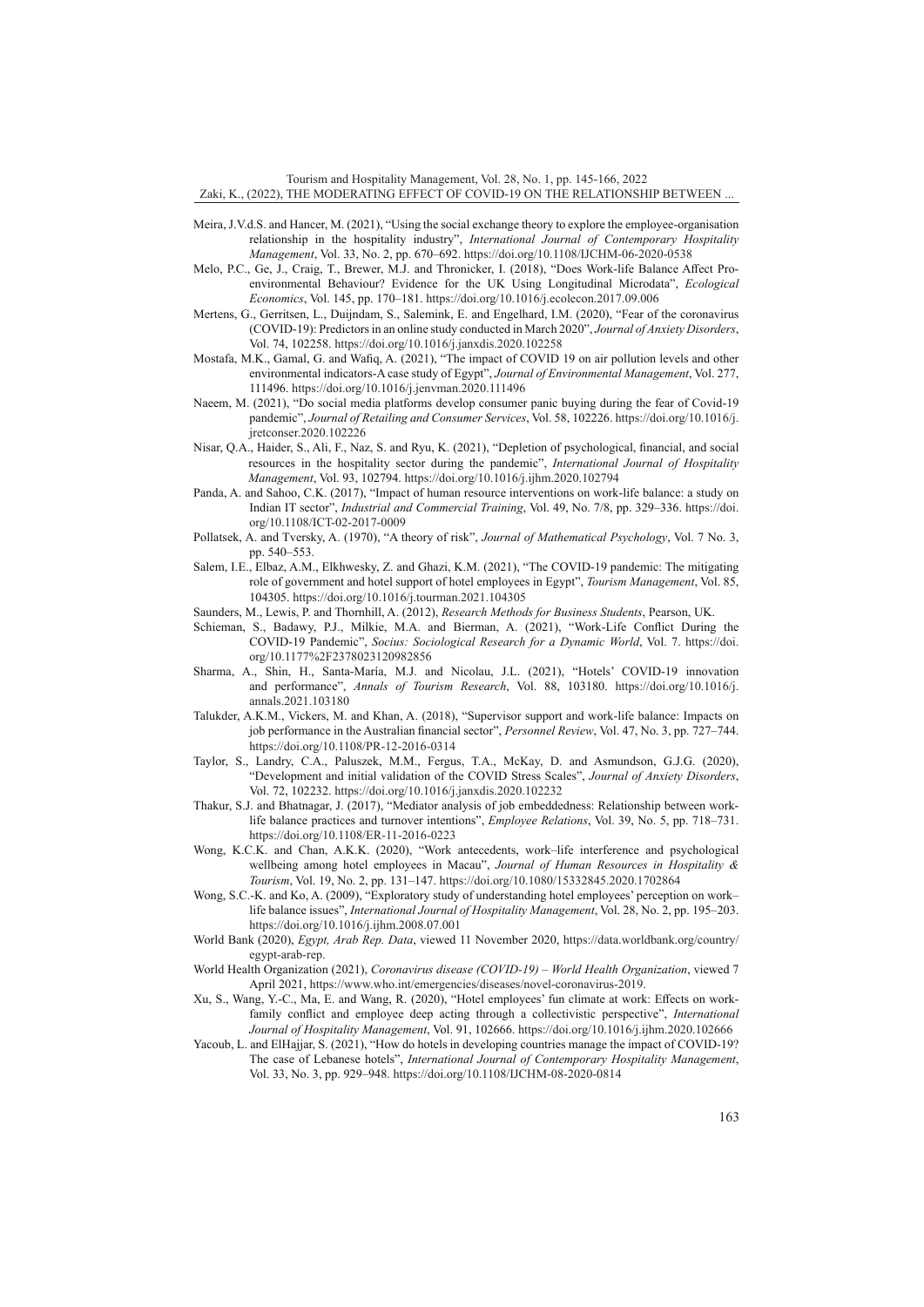Meira, J.V.d.S. and Hancer, M. (2021), "Using the social exchange theory to explore the employee-organisation relationship in the hospitality industry", *International Journal of Contemporary Hospitality Management*, Vol. 33, No. 2, pp. 670–692. https://doi.org/10.1108/IJCHM-06-2020-0538

Melo, P.C., Ge, J., Craig, T., Brewer, M.J. and Thronicker, I. (2018), "Does Work-life Balance Affect Pro-environmental Behaviour? Evidence for the UK Using Longitudinal Microdata", *Ecological Economics*, Vol. 145, pp. 170–181. https://doi.org/10.1016/j.ecolecon.2017.09.006

Mertens, G., Gerritsen, L., Duijndam, S., Salemink, E. and Engelhard, I.M. (2020), "Fear of the coronavirus (COVID-19): Predictors in an online study conducted in March 2020", *Journal of Anxiety Disorders*, Vol. 74, 102258. https://doi.org/10.1016/j.janxdis.2020.102258

Mostafa, M.K., Gamal, G. and Wafiq, A. (2021), "The impact of COVID 19 on air pollution levels and other environmental indicators-A case study of Egypt", *Journal of Environmental Management*, Vol. 277, 111496. https://doi.org/10.1016/j.jenvman.2020.111496

Naeem, M. (2021), "Do social media platforms develop consumer panic buying during the fear of Covid-19 pandemic", *Journal of Retailing and Consumer Services*, Vol. 58, 102226. https://doi.org/10.1016/j.jretconser.2020.102226

Nisar, Q.A., Haider, S., Ali, F., Naz, S. and Ryu, K. (2021), "Depletion of psychological, financial, and social resources in the hospitality sector during the pandemic", *International Journal of Hospitality Management*, Vol. 93, 102794. https://doi.org/10.1016/j.ijhm.2020.102794

Panda, A. and Sahoo, C.K. (2017), "Impact of human resource interventions on work-life balance: a study on Indian IT sector", *Industrial and Commercial Training*, Vol. 49, No. 7/8, pp. 329–336. https://doi.org/10.1108/ICT-02-2017-0009

Pollatsek, A. and Tversky, A. (1970), "A theory of risk", *Journal of Mathematical Psychology*, Vol. 7 No. 3, pp. 540–553.

Salem, I.E., Elbaz, A.M., Elkhwesky, Z. and Ghazi, K.M. (2021), "The COVID-19 pandemic: The mitigating role of government and hotel support of hotel employees in Egypt", *Tourism Management*, Vol. 85, 104305. https://doi.org/10.1016/j.tourman.2021.104305

Saunders, M., Lewis, P. and Thornhill, A. (2012), *Research Methods for Business Students*, Pearson, UK.

Schieman, S., Badawy, P.J., Milkie, M.A. and Bierman, A. (2021), "Work-Life Conflict During the COVID-19 Pandemic", *Socius: Sociological Research for a Dynamic World*, Vol. 7. https://doi.org/10.1177%2F2378023120982856

Sharma, A., Shin, H., Santa-María, M.J. and Nicolau, J.L. (2021), "Hotels' COVID-19 innovation and performance", *Annals of Tourism Research*, Vol. 88, 103180. https://doi.org/10.1016/j.annals.2021.103180

Talukder, A.K.M., Vickers, M. and Khan, A. (2018), "Supervisor support and work-life balance: Impacts on job performance in the Australian financial sector", *Personnel Review*, Vol. 47, No. 3, pp. 727–744. https://doi.org/10.1108/PR-12-2016-0314

Taylor, S., Landry, C.A., Paluszek, M.M., Fergus, T.A., McKay, D. and Asmundson, G.J.G. (2020), "Development and initial validation of the COVID Stress Scales", *Journal of Anxiety Disorders*, Vol. 72, 102232. https://doi.org/10.1016/j.janxdis.2020.102232

Thakur, S.J. and Bhatnagar, J. (2017), "Mediator analysis of job embeddedness: Relationship between work-life balance practices and turnover intentions", *Employee Relations*, Vol. 39, No. 5, pp. 718–731. https://doi.org/10.1108/ER-11-2016-0223

Wong, K.C.K. and Chan, A.K.K. (2020), "Work antecedents, work–life interference and psychological wellbeing among hotel employees in Macau", *Journal of Human Resources in Hospitality & Tourism*, Vol. 19, No. 2, pp. 131–147. https://doi.org/10.1080/15332845.2020.1702864

Wong, S.C.-K. and Ko, A. (2009), "Exploratory study of understanding hotel employees' perception on work–life balance issues", *International Journal of Hospitality Management*, Vol. 28, No. 2, pp. 195–203. https://doi.org/10.1016/j.ijhm.2008.07.001

World Bank (2020), *Egypt, Arab Rep. Data*, viewed 11 November 2020, https://data.worldbank.org/country/egypt-arab-rep.

World Health Organization (2021), *Coronavirus disease (COVID-19) – World Health Organization*, viewed 7 April 2021, https://www.who.int/emergencies/diseases/novel-coronavirus-2019.

Xu, S., Wang, Y.-C., Ma, E. and Wang, R. (2020), "Hotel employees' fun climate at work: Effects on work-family conflict and employee deep acting through a collectivistic perspective", *International Journal of Hospitality Management*, Vol. 91, 102666. https://doi.org/10.1016/j.ijhm.2020.102666

Yacoub, L. and ElHajjar, S. (2021), "How do hotels in developing countries manage the impact of COVID-19? The case of Lebanese hotels", *International Journal of Contemporary Hospitality Management*, Vol. 33, No. 3, pp. 929–948. https://doi.org/10.1108/IJCHM-08-2020-0814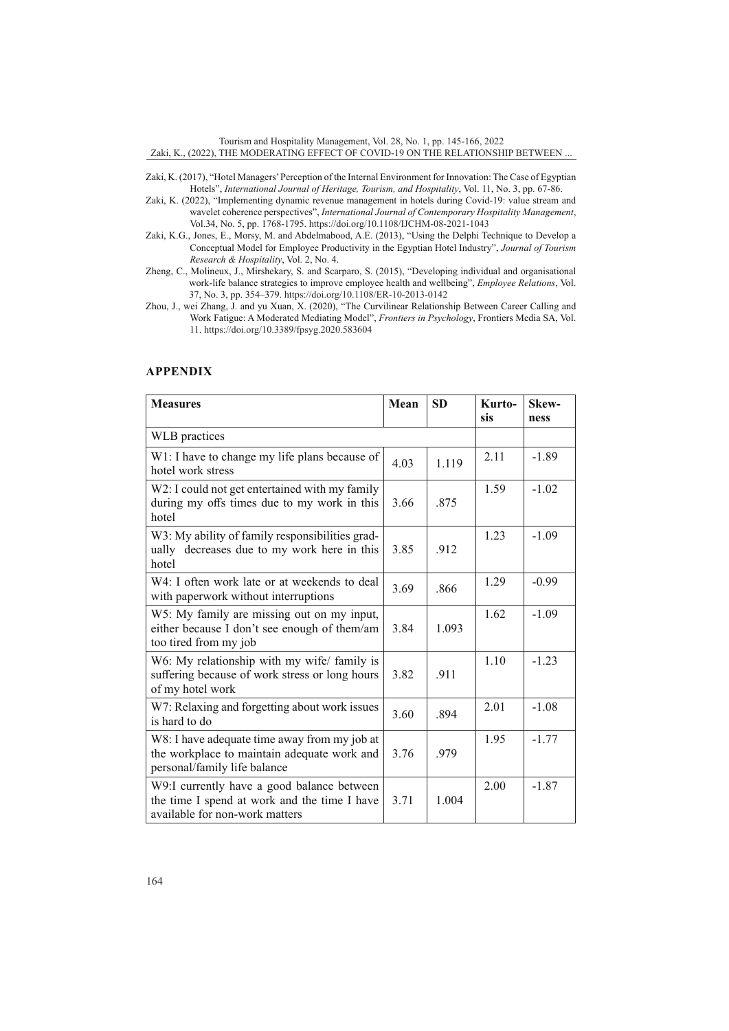Zaki, K. (2017), "Hotel Managers' Perception of the Internal Environment for Innovation: The Case of Egyptian Hotels", *International Journal of Heritage, Tourism, and Hospitality*, Vol. 11, No. 3, pp. 67-86.

Zaki, K. (2022), "Implementing dynamic revenue management in hotels during Covid-19: value stream and wavelet coherence perspectives", *International Journal of Contemporary Hospitality Management*, Vol.34, No. 5, pp. 1768-1795. https://doi.org/10.1108/IJCHM-08-2021-1043

Zaki, K.G., Jones, E., Morsy, M. and Abdelmabood, A.E. (2013), "Using the Delphi Technique to Develop a Conceptual Model for Employee Productivity in the Egyptian Hotel Industry", *Journal of Tourism Research & Hospitality*, Vol. 2, No. 4.

Zheng, C., Molineux, J., Mirshekary, S. and Scarparo, S. (2015), "Developing individual and organisational work-life balance strategies to improve employee health and wellbeing", *Employee Relations*, Vol. 37, No. 3, pp. 354–379. https://doi.org/10.1108/ER-10-2013-0142

Zhou, J., wei Zhang, J. and yu Xuan, X. (2020), "The Curvilinear Relationship Between Career Calling and Work Fatigue: A Moderated Mediating Model", *Frontiers in Psychology*, Frontiers Media SA, Vol. 11. https://doi.org/10.3389/fpsyg.2020.583604

## APPENDIX

| Measures | Mean | SD | Kurtosis | Skewness |
|---|---|---|---|---|
| WLB practices | | | | |
| W1: I have to change my life plans because of hotel work stress | 4.03 | 1.119 | 2.11 | -1.89 |
| W2: I could not get entertained with my family during my offs times due to my work in this hotel | 3.66 | .875 | 1.59 | -1.02 |
| W3: My ability of family responsibilities gradually decreases due to my work here in this hotel | 3.85 | .912 | 1.23 | -1.09 |
| W4: I often work late or at weekends to deal with paperwork without interruptions | 3.69 | .866 | 1.29 | -0.99 |
| W5: My family are missing out on my input, either because I don't see enough of them/am too tired from my job | 3.84 | 1.093 | 1.62 | -1.09 |
| W6: My relationship with my wife/ family is suffering because of work stress or long hours of my hotel work | 3.82 | .911 | 1.10 | -1.23 |
| W7: Relaxing and forgetting about work issues is hard to do | 3.60 | .894 | 2.01 | -1.08 |
| W8: I have adequate time away from my job at the workplace to maintain adequate work and personal/family life balance | 3.76 | .979 | 1.95 | -1.77 |
| W9:I currently have a good balance between the time I spend at work and the time I have available for non-work matters | 3.71 | 1.004 | 2.00 | -1.87 |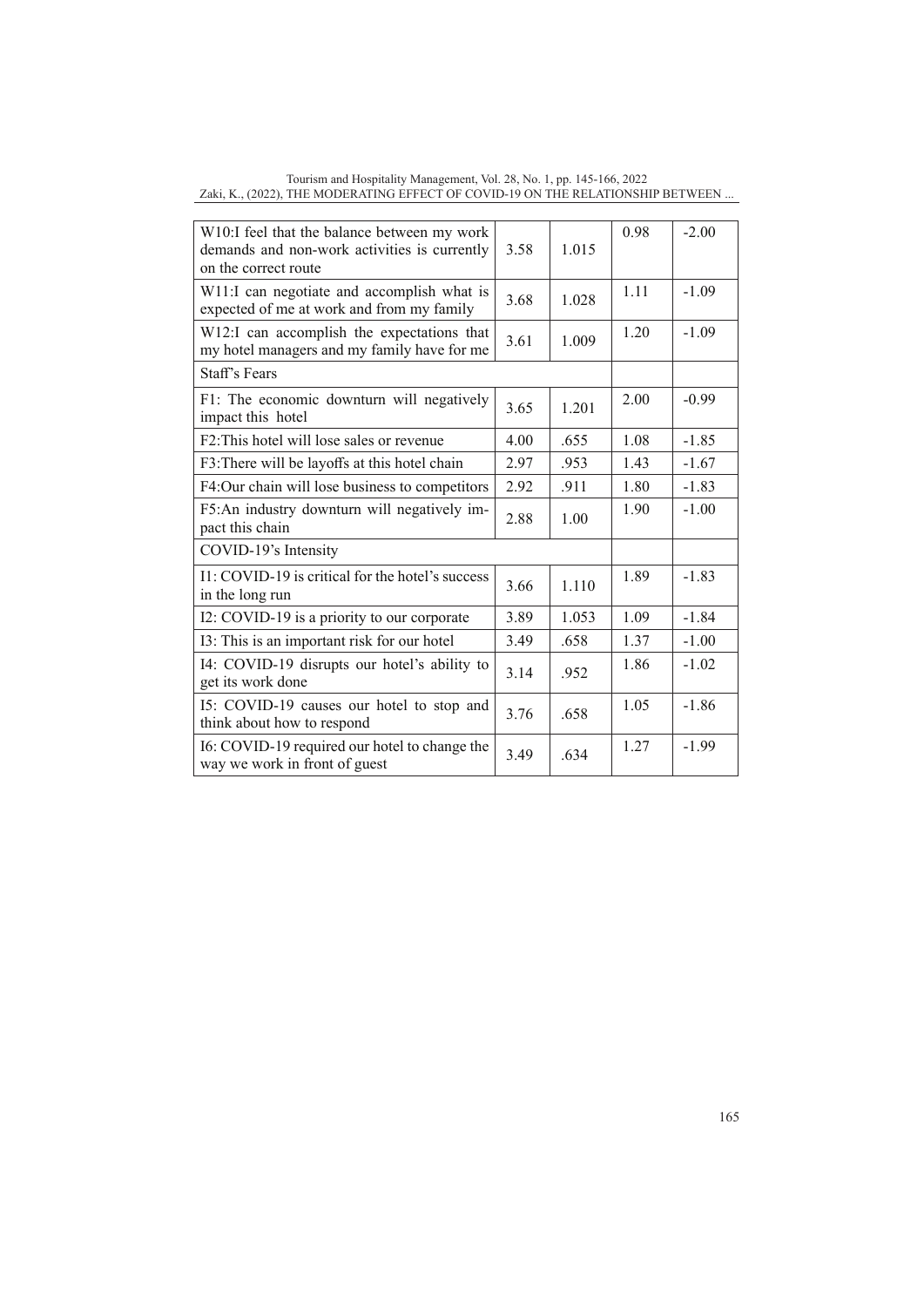| | | | | |
|---|---|---|---|---|
| W10:I feel that the balance between my work demands and non-work activities is currently on the correct route | 3.58 | 1.015 | 0.98 | -2.00 |
| W11:I can negotiate and accomplish what is expected of me at work and from my family | 3.68 | 1.028 | 1.11 | -1.09 |
| W12:I can accomplish the expectations that my hotel managers and my family have for me | 3.61 | 1.009 | 1.20 | -1.09 |
| Staff's Fears | | | | |
| F1: The economic downturn will negatively impact this hotel | 3.65 | 1.201 | 2.00 | -0.99 |
| F2:This hotel will lose sales or revenue | 4.00 | .655 | 1.08 | -1.85 |
| F3:There will be layoffs at this hotel chain | 2.97 | .953 | 1.43 | -1.67 |
| F4:Our chain will lose business to competitors | 2.92 | .911 | 1.80 | -1.83 |
| F5:An industry downturn will negatively impact this chain | 2.88 | 1.00 | 1.90 | -1.00 |
| COVID-19's Intensity | | | | |
| I1: COVID-19 is critical for the hotel's success in the long run | 3.66 | 1.110 | 1.89 | -1.83 |
| I2: COVID-19 is a priority to our corporate | 3.89 | 1.053 | 1.09 | -1.84 |
| I3: This is an important risk for our hotel | 3.49 | .658 | 1.37 | -1.00 |
| I4: COVID-19 disrupts our hotel's ability to get its work done | 3.14 | .952 | 1.86 | -1.02 |
| I5: COVID-19 causes our hotel to stop and think about how to respond | 3.76 | .658 | 1.05 | -1.86 |
| I6: COVID-19 required our hotel to change the way we work in front of guest | 3.49 | .634 | 1.27 | -1.99 |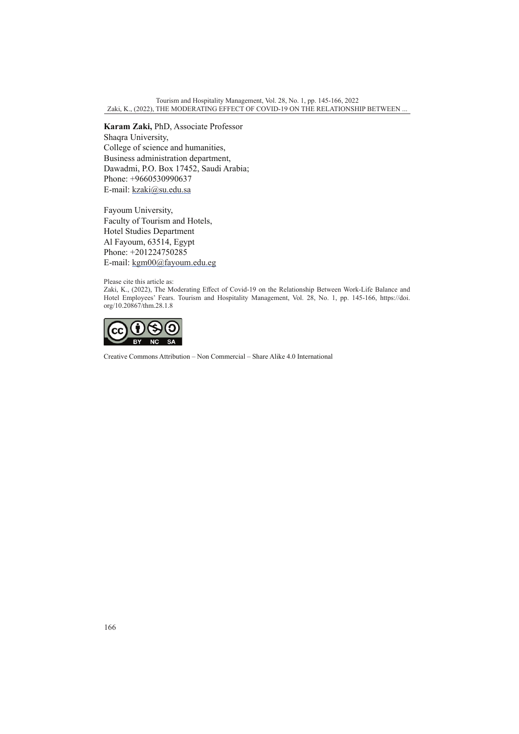**Karam Zaki,** PhD, Associate Professor
Shaqra University,
College of science and humanities,
Business administration department,
Dawadmi, P.O. Box 17452, Saudi Arabia;
Phone: +9660530990637
E-mail: kzaki@su.edu.sa

Fayoum University,
Faculty of Tourism and Hotels,
Hotel Studies Department
Al Fayoum, 63514, Egypt
Phone: +201224750285
E-mail: kgm00@fayoum.edu.eg

Please cite this article as:
Zaki, K., (2022), The Moderating Effect of Covid-19 on the Relationship Between Work-Life Balance and Hotel Employees' Fears. Tourism and Hospitality Management, Vol. 28, No. 1, pp. 145-166, https://doi.org/10.20867/thm.28.1.8

Creative Commons Attribution – Non Commercial – Share Alike 4.0 International